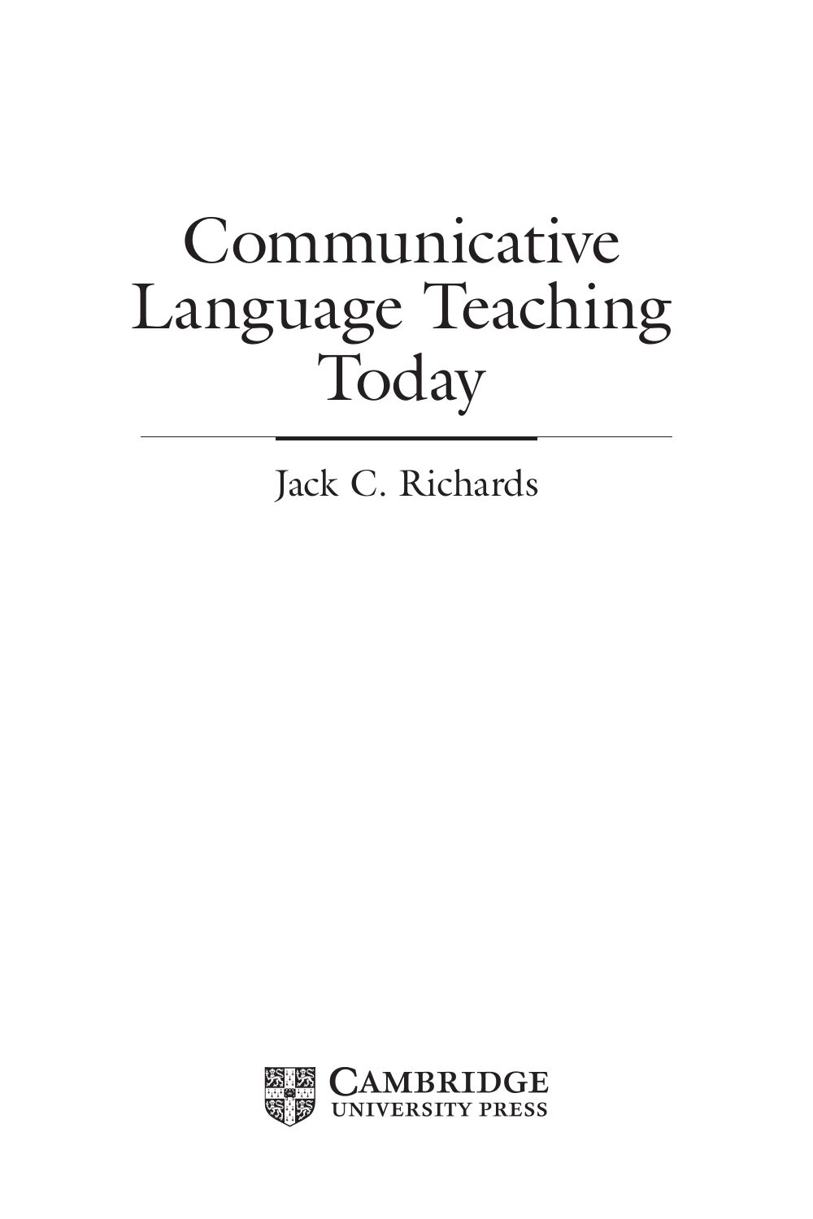# Communicative Language Teaching Today

Jack C. Richards

CAMBRIDGE
UNIVERSITY PRESS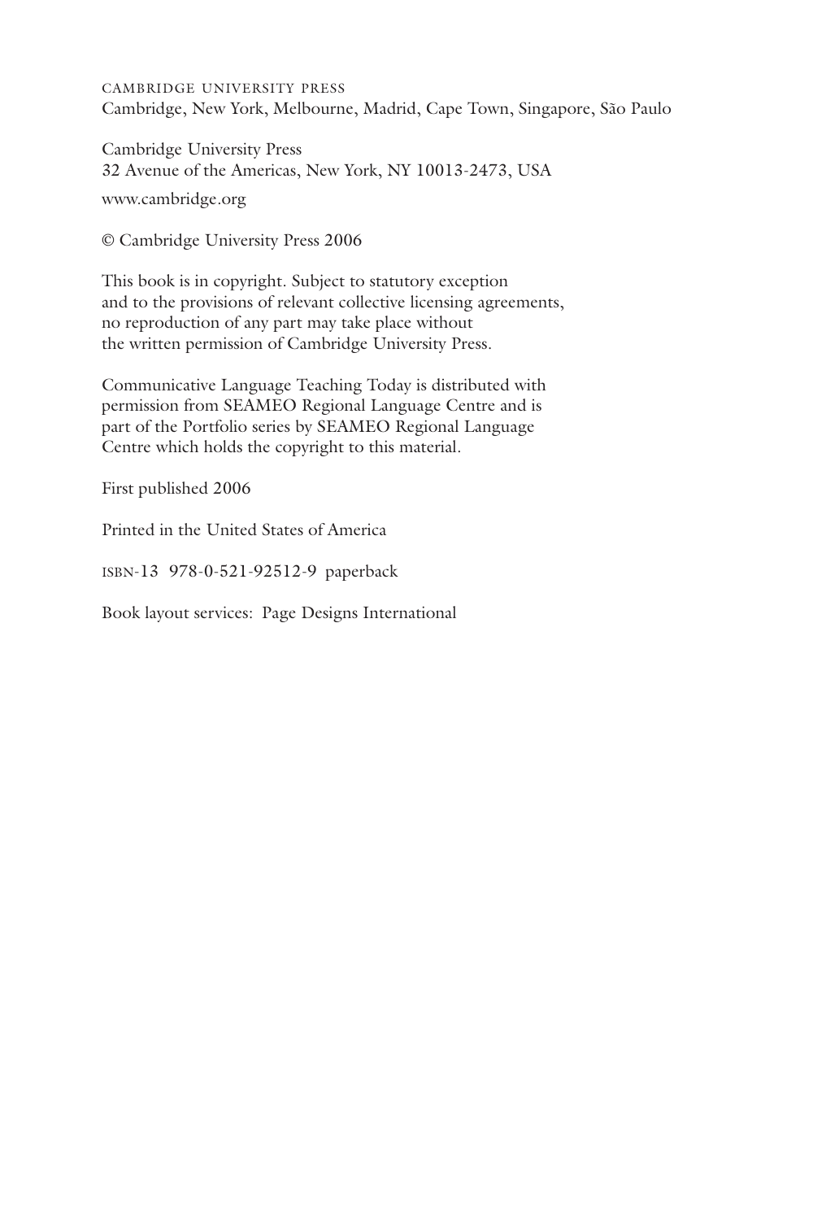CAMBRIDGE UNIVERSITY PRESS
Cambridge, New York, Melbourne, Madrid, Cape Town, Singapore, São Paulo

Cambridge University Press
32 Avenue of the Americas, New York, NY 10013-2473, USA

www.cambridge.org

© Cambridge University Press 2006

This book is in copyright. Subject to statutory exception
and to the provisions of relevant collective licensing agreements,
no reproduction of any part may take place without
the written permission of Cambridge University Press.

Communicative Language Teaching Today is distributed with
permission from SEAMEO Regional Language Centre and is
part of the Portfolio series by SEAMEO Regional Language
Centre which holds the copyright to this material.

First published 2006

Printed in the United States of America

ISBN-13 978-0-521-92512-9 paperback

Book layout services: Page Designs International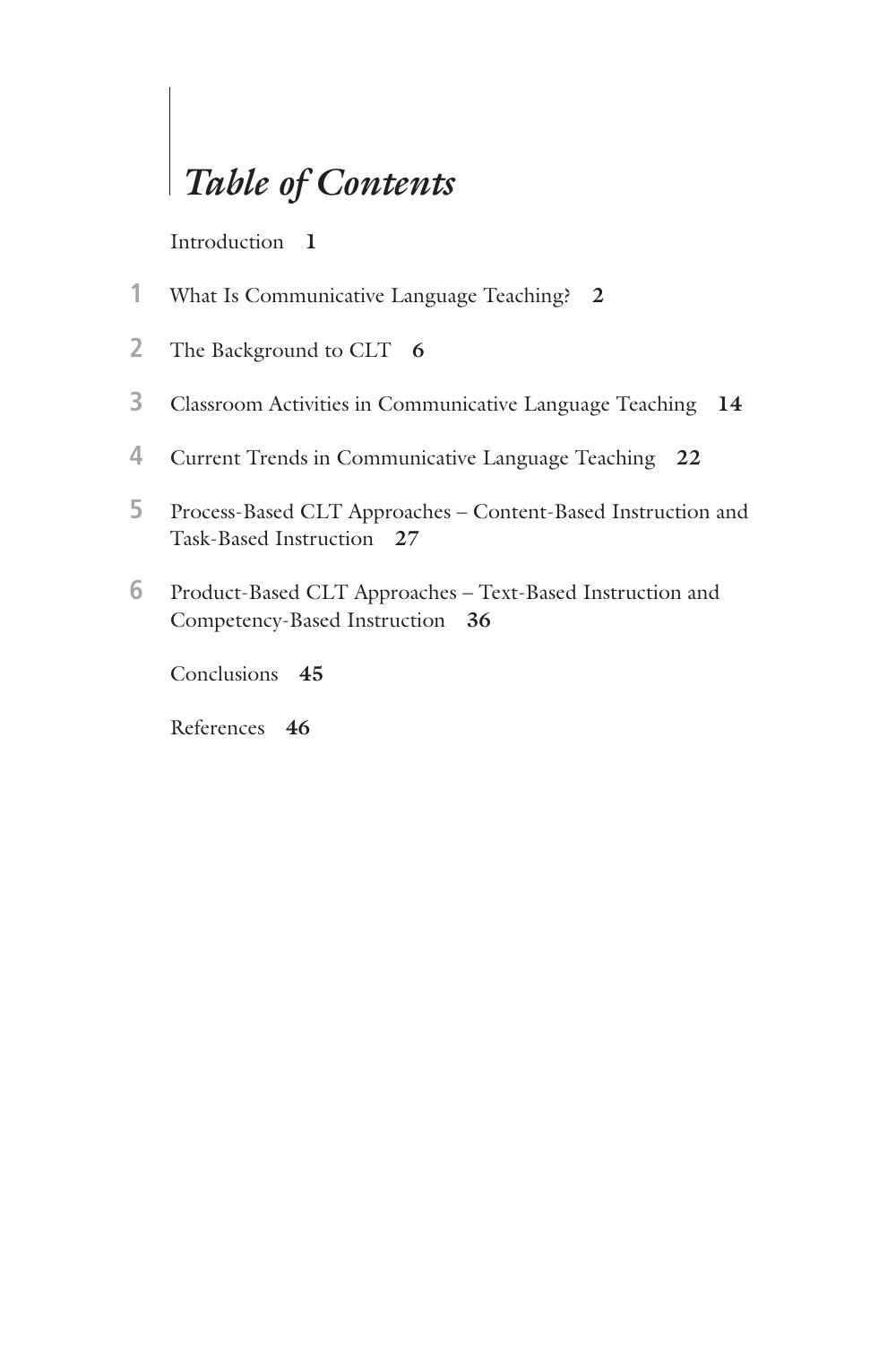# *Table of Contents*

Introduction **1**

1 What Is Communicative Language Teaching? **2**

2 The Background to CLT **6**

3 Classroom Activities in Communicative Language Teaching **14**

4 Current Trends in Communicative Language Teaching **22**

5 Process-Based CLT Approaches – Content-Based Instruction and Task-Based Instruction **27**

6 Product-Based CLT Approaches – Text-Based Instruction and Competency-Based Instruction **36**

Conclusions **45**

References **46**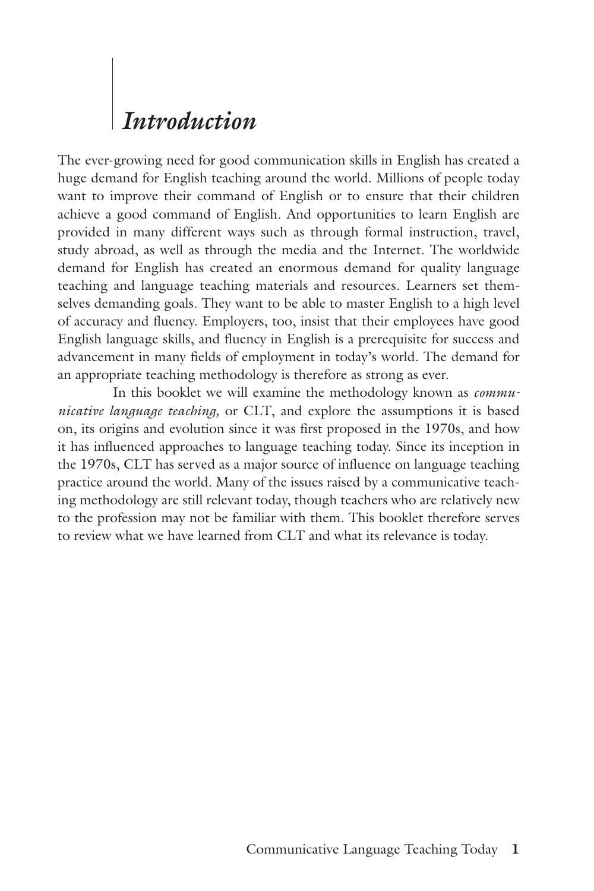# *Introduction*

The ever-growing need for good communication skills in English has created a huge demand for English teaching around the world. Millions of people today want to improve their command of English or to ensure that their children achieve a good command of English. And opportunities to learn English are provided in many different ways such as through formal instruction, travel, study abroad, as well as through the media and the Internet. The worldwide demand for English has created an enormous demand for quality language teaching and language teaching materials and resources. Learners set themselves demanding goals. They want to be able to master English to a high level of accuracy and fluency. Employers, too, insist that their employees have good English language skills, and fluency in English is a prerequisite for success and advancement in many fields of employment in today's world. The demand for an appropriate teaching methodology is therefore as strong as ever.

In this booklet we will examine the methodology known as *communicative language teaching,* or CLT, and explore the assumptions it is based on, its origins and evolution since it was first proposed in the 1970s, and how it has influenced approaches to language teaching today. Since its inception in the 1970s, CLT has served as a major source of influence on language teaching practice around the world. Many of the issues raised by a communicative teaching methodology are still relevant today, though teachers who are relatively new to the profession may not be familiar with them. This booklet therefore serves to review what we have learned from CLT and what its relevance is today.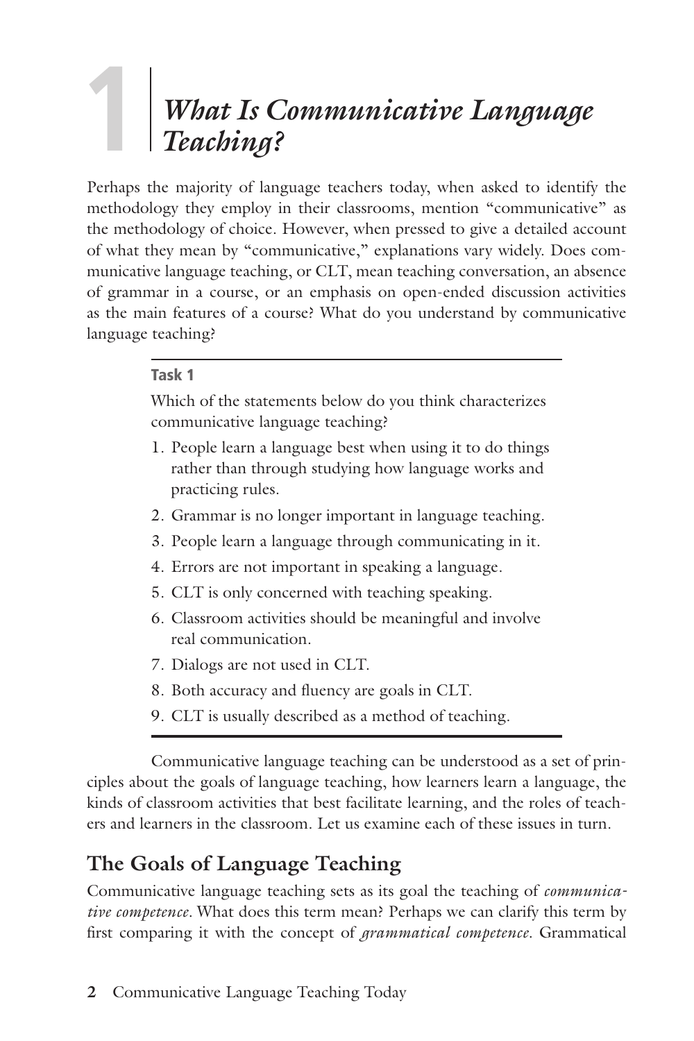# 1 What Is Communicative Language Teaching?

Perhaps the majority of language teachers today, when asked to identify the methodology they employ in their classrooms, mention "communicative" as the methodology of choice. However, when pressed to give a detailed account of what they mean by "communicative," explanations vary widely. Does communicative language teaching, or CLT, mean teaching conversation, an absence of grammar in a course, or an emphasis on open-ended discussion activities as the main features of a course? What do you understand by communicative language teaching?

**Task 1**

Which of the statements below do you think characterizes communicative language teaching?

1. People learn a language best when using it to do things rather than through studying how language works and practicing rules.
2. Grammar is no longer important in language teaching.
3. People learn a language through communicating in it.
4. Errors are not important in speaking a language.
5. CLT is only concerned with teaching speaking.
6. Classroom activities should be meaningful and involve real communication.
7. Dialogs are not used in CLT.
8. Both accuracy and fluency are goals in CLT.
9. CLT is usually described as a method of teaching.

Communicative language teaching can be understood as a set of principles about the goals of language teaching, how learners learn a language, the kinds of classroom activities that best facilitate learning, and the roles of teachers and learners in the classroom. Let us examine each of these issues in turn.

## The Goals of Language Teaching

Communicative language teaching sets as its goal the teaching of *communicative competence*. What does this term mean? Perhaps we can clarify this term by first comparing it with the concept of *grammatical competence*. Grammatical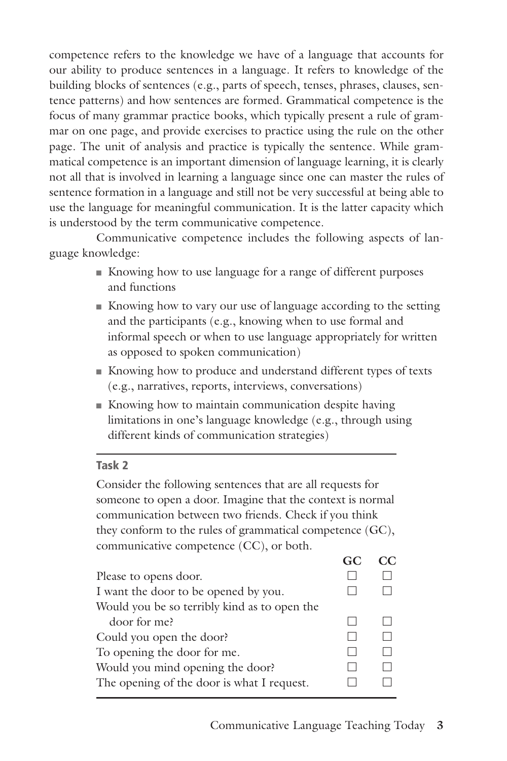competence refers to the knowledge we have of a language that accounts for our ability to produce sentences in a language. It refers to knowledge of the building blocks of sentences (e.g., parts of speech, tenses, phrases, clauses, sentence patterns) and how sentences are formed. Grammatical competence is the focus of many grammar practice books, which typically present a rule of grammar on one page, and provide exercises to practice using the rule on the other page. The unit of analysis and practice is typically the sentence. While grammatical competence is an important dimension of language learning, it is clearly not all that is involved in learning a language since one can master the rules of sentence formation in a language and still not be very successful at being able to use the language for meaningful communication. It is the latter capacity which is understood by the term communicative competence.

Communicative competence includes the following aspects of language knowledge:

- Knowing how to use language for a range of different purposes and functions
- Knowing how to vary our use of language according to the setting and the participants (e.g., knowing when to use formal and informal speech or when to use language appropriately for written as opposed to spoken communication)
- Knowing how to produce and understand different types of texts (e.g., narratives, reports, interviews, conversations)
- Knowing how to maintain communication despite having limitations in one's language knowledge (e.g., through using different kinds of communication strategies)

---

**Task 2**

Consider the following sentences that are all requests for someone to open a door. Imagine that the context is normal communication between two friends. Check if you think they conform to the rules of grammatical competence (GC), communicative competence (CC), or both.

| | GC | CC |
|---|---|---|
| Please to opens door. | ☐ | ☐ |
| I want the door to be opened by you. | ☐ | ☐ |
| Would you be so terribly kind as to open the door for me? | ☐ | ☐ |
| Could you open the door? | ☐ | ☐ |
| To opening the door for me. | ☐ | ☐ |
| Would you mind opening the door? | ☐ | ☐ |
| The opening of the door is what I request. | ☐ | ☐ |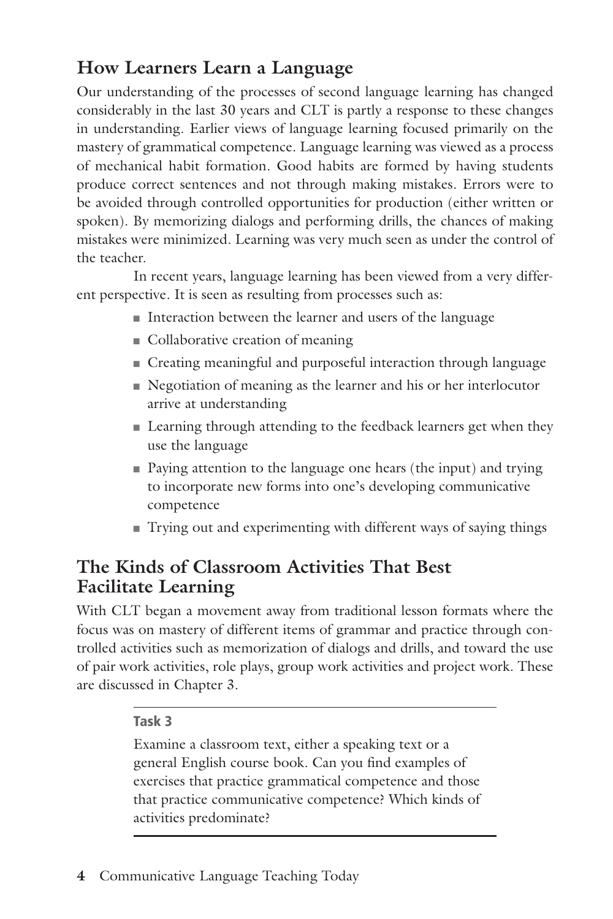## How Learners Learn a Language

Our understanding of the processes of second language learning has changed considerably in the last 30 years and CLT is partly a response to these changes in understanding. Earlier views of language learning focused primarily on the mastery of grammatical competence. Language learning was viewed as a process of mechanical habit formation. Good habits are formed by having students produce correct sentences and not through making mistakes. Errors were to be avoided through controlled opportunities for production (either written or spoken). By memorizing dialogs and performing drills, the chances of making mistakes were minimized. Learning was very much seen as under the control of the teacher.

In recent years, language learning has been viewed from a very different perspective. It is seen as resulting from processes such as:

- Interaction between the learner and users of the language
- Collaborative creation of meaning
- Creating meaningful and purposeful interaction through language
- Negotiation of meaning as the learner and his or her interlocutor arrive at understanding
- Learning through attending to the feedback learners get when they use the language
- Paying attention to the language one hears (the input) and trying to incorporate new forms into one's developing communicative competence
- Trying out and experimenting with different ways of saying things

## The Kinds of Classroom Activities That Best Facilitate Learning

With CLT began a movement away from traditional lesson formats where the focus was on mastery of different items of grammar and practice through controlled activities such as memorization of dialogs and drills, and toward the use of pair work activities, role plays, group work activities and project work. These are discussed in Chapter 3.

**Task 3**

Examine a classroom text, either a speaking text or a general English course book. Can you find examples of exercises that practice grammatical competence and those that practice communicative competence? Which kinds of activities predominate?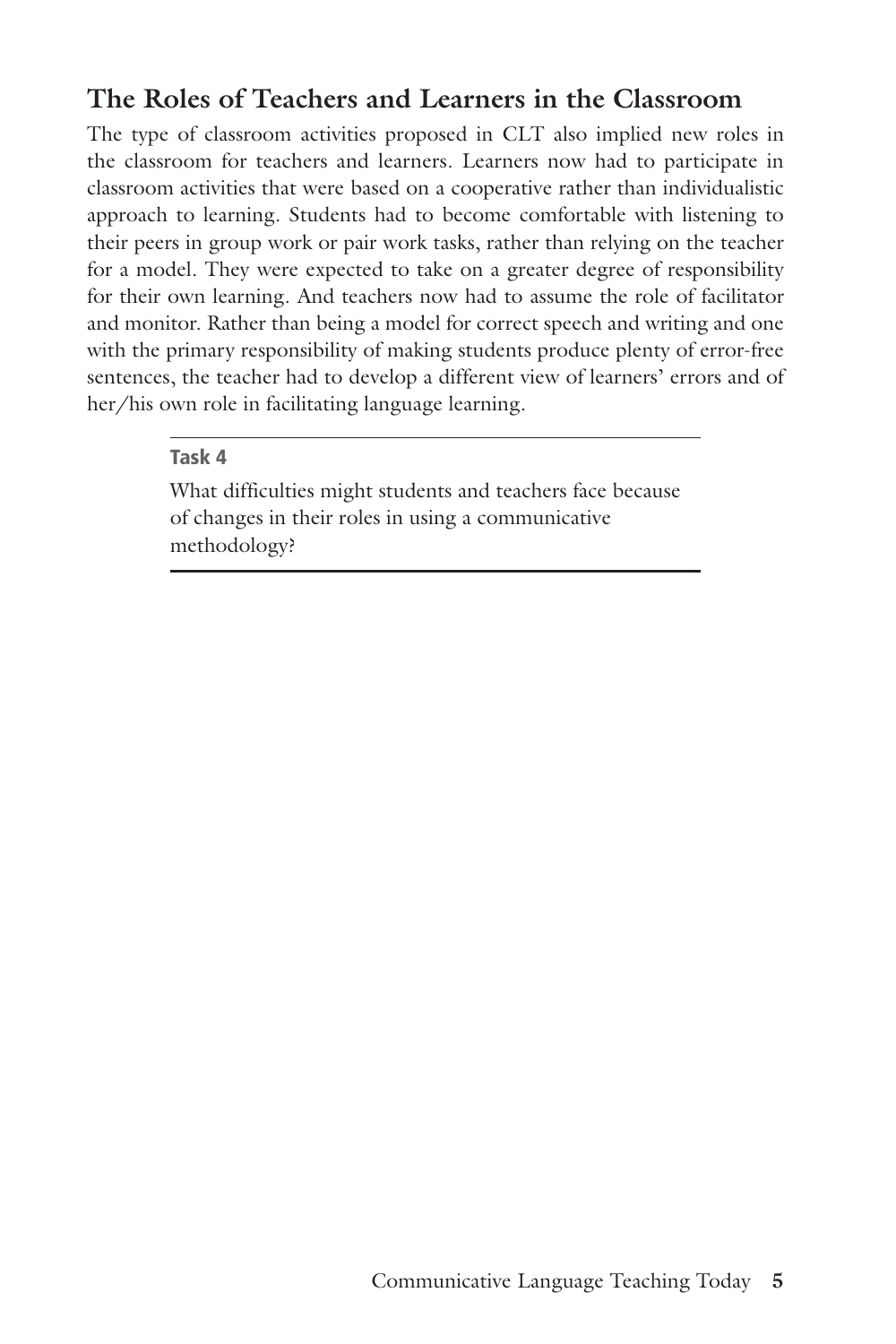## The Roles of Teachers and Learners in the Classroom

The type of classroom activities proposed in CLT also implied new roles in the classroom for teachers and learners. Learners now had to participate in classroom activities that were based on a cooperative rather than individualistic approach to learning. Students had to become comfortable with listening to their peers in group work or pair work tasks, rather than relying on the teacher for a model. They were expected to take on a greater degree of responsibility for their own learning. And teachers now had to assume the role of facilitator and monitor. Rather than being a model for correct speech and writing and one with the primary responsibility of making students produce plenty of error-free sentences, the teacher had to develop a different view of learners' errors and of her/his own role in facilitating language learning.

---

**Task 4**

What difficulties might students and teachers face because of changes in their roles in using a communicative methodology?

---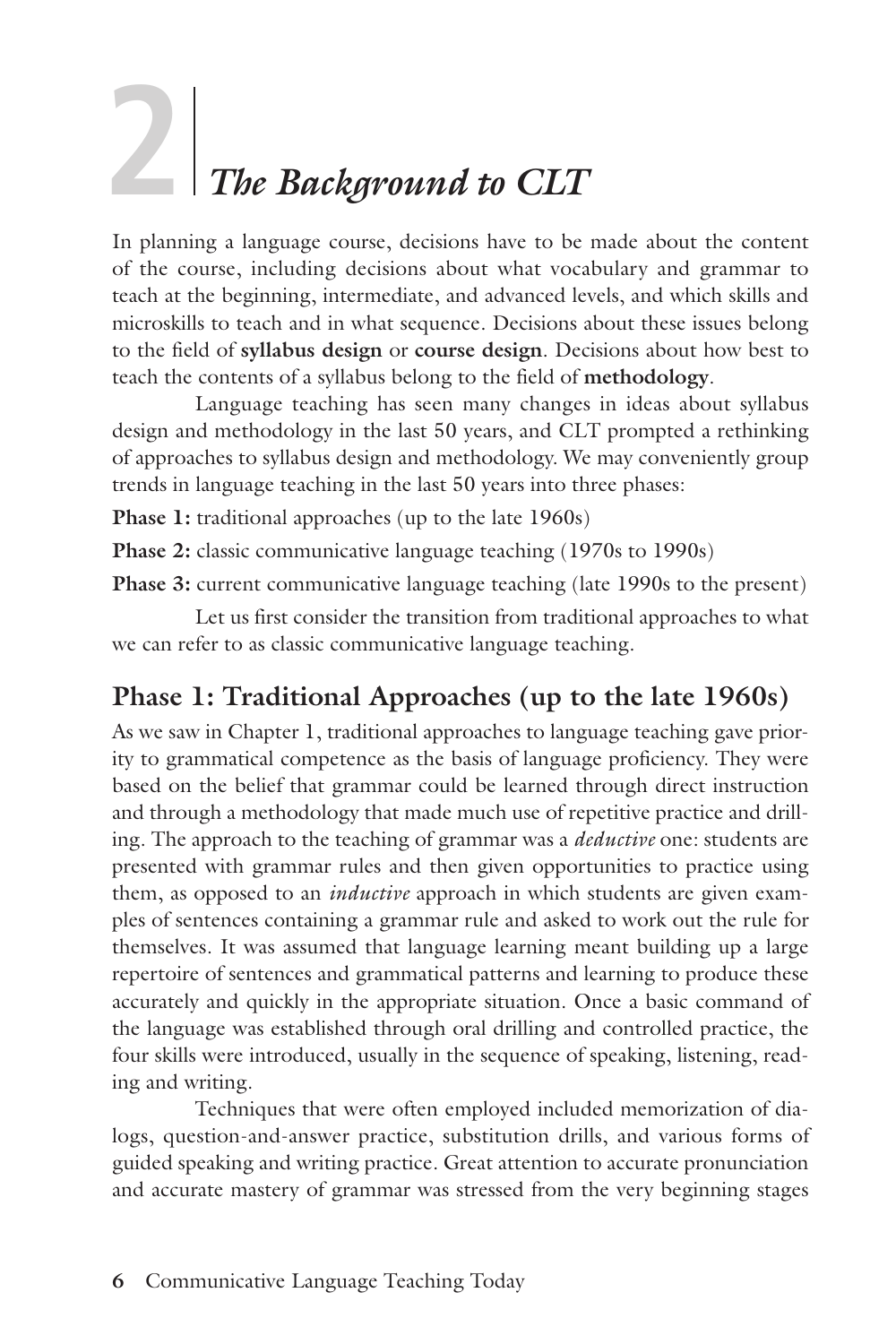# 2 The Background to CLT

In planning a language course, decisions have to be made about the content of the course, including decisions about what vocabulary and grammar to teach at the beginning, intermediate, and advanced levels, and which skills and microskills to teach and in what sequence. Decisions about these issues belong to the field of **syllabus design** or **course design**. Decisions about how best to teach the contents of a syllabus belong to the field of **methodology**.

Language teaching has seen many changes in ideas about syllabus design and methodology in the last 50 years, and CLT prompted a rethinking of approaches to syllabus design and methodology. We may conveniently group trends in language teaching in the last 50 years into three phases:

**Phase 1:** traditional approaches (up to the late 1960s)

**Phase 2:** classic communicative language teaching (1970s to 1990s)

**Phase 3:** current communicative language teaching (late 1990s to the present)

Let us first consider the transition from traditional approaches to what we can refer to as classic communicative language teaching.

## Phase 1: Traditional Approaches (up to the late 1960s)

As we saw in Chapter 1, traditional approaches to language teaching gave priority to grammatical competence as the basis of language proficiency. They were based on the belief that grammar could be learned through direct instruction and through a methodology that made much use of repetitive practice and drilling. The approach to the teaching of grammar was a *deductive* one: students are presented with grammar rules and then given opportunities to practice using them, as opposed to an *inductive* approach in which students are given examples of sentences containing a grammar rule and asked to work out the rule for themselves. It was assumed that language learning meant building up a large repertoire of sentences and grammatical patterns and learning to produce these accurately and quickly in the appropriate situation. Once a basic command of the language was established through oral drilling and controlled practice, the four skills were introduced, usually in the sequence of speaking, listening, reading and writing.

Techniques that were often employed included memorization of dialogs, question-and-answer practice, substitution drills, and various forms of guided speaking and writing practice. Great attention to accurate pronunciation and accurate mastery of grammar was stressed from the very beginning stages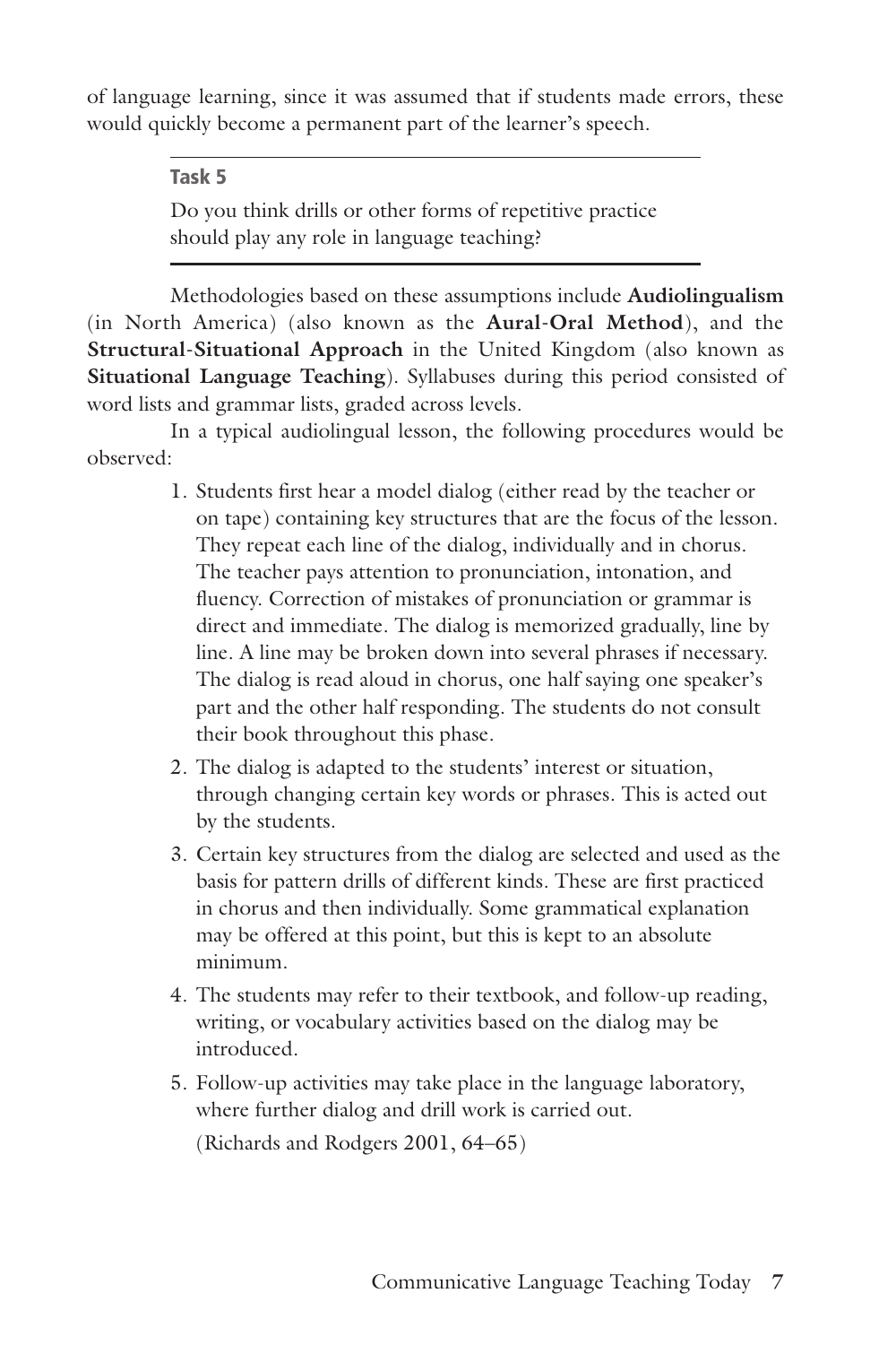of language learning, since it was assumed that if students made errors, these would quickly become a permanent part of the learner's speech.

---

**Task 5**

Do you think drills or other forms of repetitive practice should play any role in language teaching?

---

Methodologies based on these assumptions include **Audiolingualism** (in North America) (also known as the **Aural-Oral Method**), and the **Structural-Situational Approach** in the United Kingdom (also known as **Situational Language Teaching**). Syllabuses during this period consisted of word lists and grammar lists, graded across levels.

In a typical audiolingual lesson, the following procedures would be observed:

1. Students first hear a model dialog (either read by the teacher or on tape) containing key structures that are the focus of the lesson. They repeat each line of the dialog, individually and in chorus. The teacher pays attention to pronunciation, intonation, and fluency. Correction of mistakes of pronunciation or grammar is direct and immediate. The dialog is memorized gradually, line by line. A line may be broken down into several phrases if necessary. The dialog is read aloud in chorus, one half saying one speaker's part and the other half responding. The students do not consult their book throughout this phase.
2. The dialog is adapted to the students' interest or situation, through changing certain key words or phrases. This is acted out by the students.
3. Certain key structures from the dialog are selected and used as the basis for pattern drills of different kinds. These are first practiced in chorus and then individually. Some grammatical explanation may be offered at this point, but this is kept to an absolute minimum.
4. The students may refer to their textbook, and follow-up reading, writing, or vocabulary activities based on the dialog may be introduced.
5. Follow-up activities may take place in the language laboratory, where further dialog and drill work is carried out.

(Richards and Rodgers 2001, 64–65)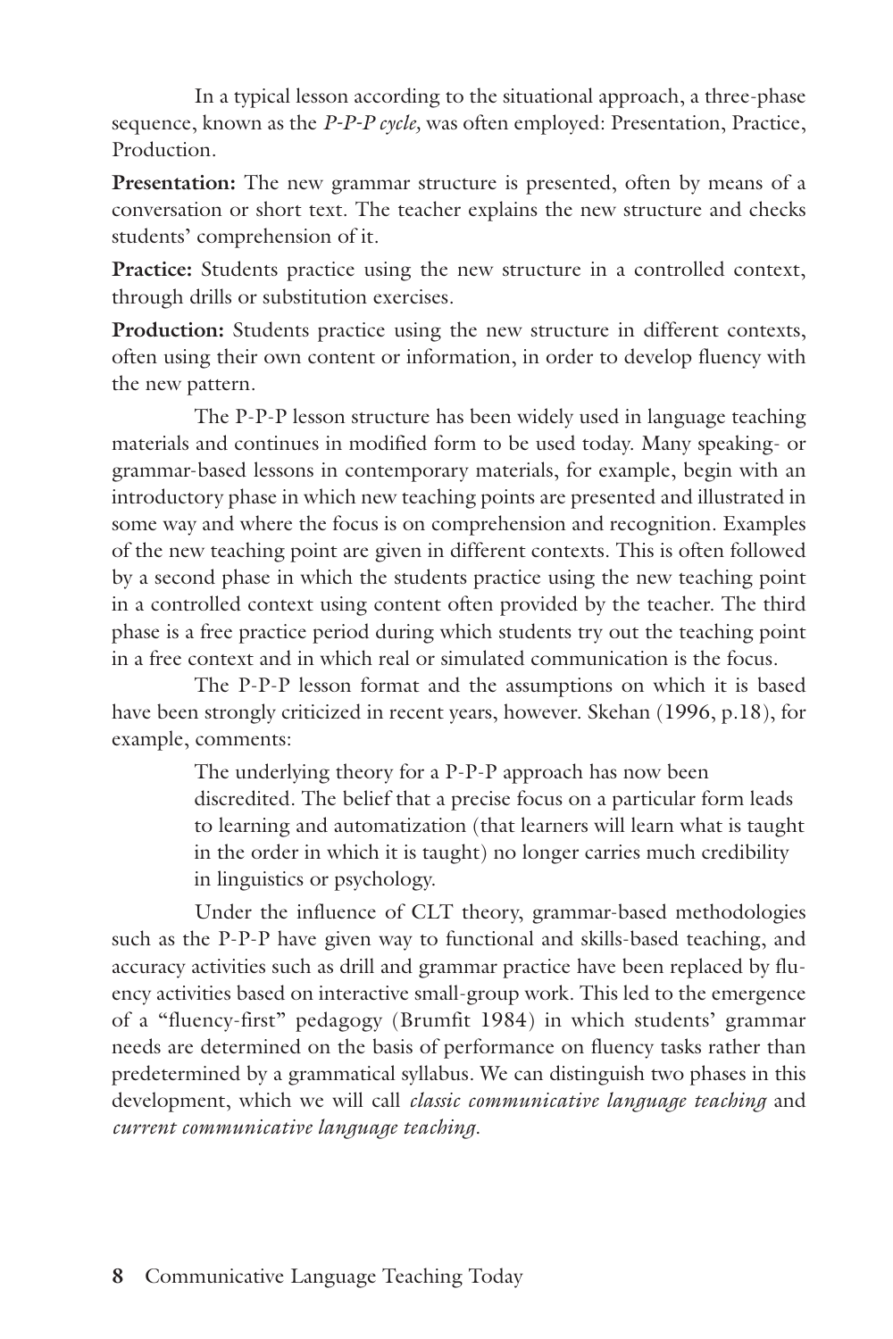In a typical lesson according to the situational approach, a three-phase sequence, known as the *P-P-P cycle,* was often employed: Presentation, Practice, Production.

**Presentation:** The new grammar structure is presented, often by means of a conversation or short text. The teacher explains the new structure and checks students' comprehension of it.

**Practice:** Students practice using the new structure in a controlled context, through drills or substitution exercises.

**Production:** Students practice using the new structure in different contexts, often using their own content or information, in order to develop fluency with the new pattern.

The P-P-P lesson structure has been widely used in language teaching materials and continues in modified form to be used today. Many speaking- or grammar-based lessons in contemporary materials, for example, begin with an introductory phase in which new teaching points are presented and illustrated in some way and where the focus is on comprehension and recognition. Examples of the new teaching point are given in different contexts. This is often followed by a second phase in which the students practice using the new teaching point in a controlled context using content often provided by the teacher. The third phase is a free practice period during which students try out the teaching point in a free context and in which real or simulated communication is the focus.

The P-P-P lesson format and the assumptions on which it is based have been strongly criticized in recent years, however. Skehan (1996, p.18), for example, comments:

> The underlying theory for a P-P-P approach has now been discredited. The belief that a precise focus on a particular form leads to learning and automatization (that learners will learn what is taught in the order in which it is taught) no longer carries much credibility in linguistics or psychology.

Under the influence of CLT theory, grammar-based methodologies such as the P-P-P have given way to functional and skills-based teaching, and accuracy activities such as drill and grammar practice have been replaced by fluency activities based on interactive small-group work. This led to the emergence of a "fluency-first" pedagogy (Brumfit 1984) in which students' grammar needs are determined on the basis of performance on fluency tasks rather than predetermined by a grammatical syllabus. We can distinguish two phases in this development, which we will call *classic communicative language teaching* and *current communicative language teaching.*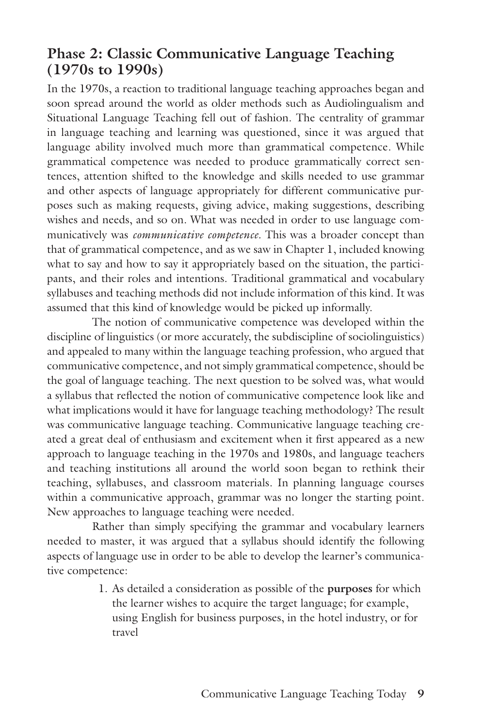## Phase 2: Classic Communicative Language Teaching (1970s to 1990s)

In the 1970s, a reaction to traditional language teaching approaches began and soon spread around the world as older methods such as Audiolingualism and Situational Language Teaching fell out of fashion. The centrality of grammar in language teaching and learning was questioned, since it was argued that language ability involved much more than grammatical competence. While grammatical competence was needed to produce grammatically correct sentences, attention shifted to the knowledge and skills needed to use grammar and other aspects of language appropriately for different communicative purposes such as making requests, giving advice, making suggestions, describing wishes and needs, and so on. What was needed in order to use language communicatively was *communicative competence*. This was a broader concept than that of grammatical competence, and as we saw in Chapter 1, included knowing what to say and how to say it appropriately based on the situation, the participants, and their roles and intentions. Traditional grammatical and vocabulary syllabuses and teaching methods did not include information of this kind. It was assumed that this kind of knowledge would be picked up informally.

The notion of communicative competence was developed within the discipline of linguistics (or more accurately, the subdiscipline of sociolinguistics) and appealed to many within the language teaching profession, who argued that communicative competence, and not simply grammatical competence, should be the goal of language teaching. The next question to be solved was, what would a syllabus that reflected the notion of communicative competence look like and what implications would it have for language teaching methodology? The result was communicative language teaching. Communicative language teaching created a great deal of enthusiasm and excitement when it first appeared as a new approach to language teaching in the 1970s and 1980s, and language teachers and teaching institutions all around the world soon began to rethink their teaching, syllabuses, and classroom materials. In planning language courses within a communicative approach, grammar was no longer the starting point. New approaches to language teaching were needed.

Rather than simply specifying the grammar and vocabulary learners needed to master, it was argued that a syllabus should identify the following aspects of language use in order to be able to develop the learner's communicative competence:

1. As detailed a consideration as possible of the **purposes** for which the learner wishes to acquire the target language; for example, using English for business purposes, in the hotel industry, or for travel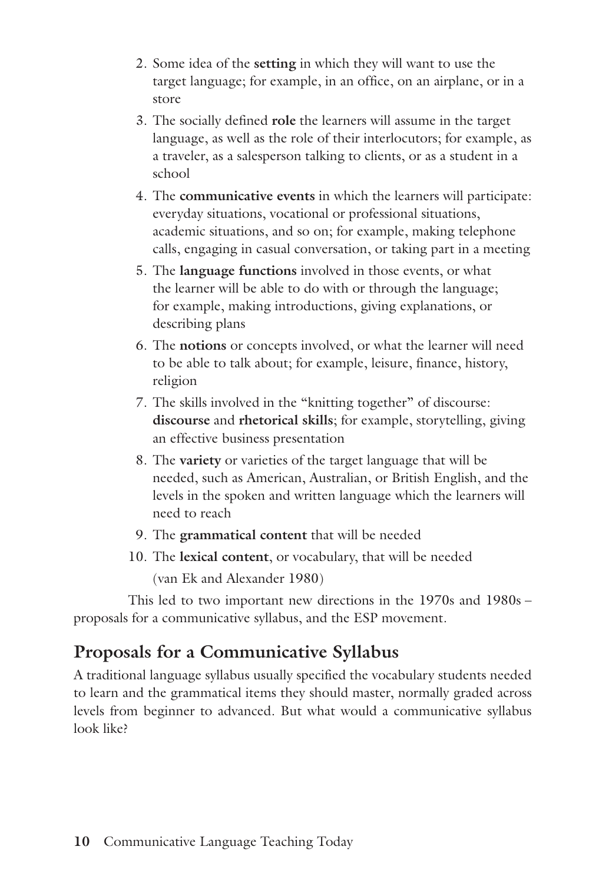2. Some idea of the **setting** in which they will want to use the target language; for example, in an office, on an airplane, or in a store
3. The socially defined **role** the learners will assume in the target language, as well as the role of their interlocutors; for example, as a traveler, as a salesperson talking to clients, or as a student in a school
4. The **communicative events** in which the learners will participate: everyday situations, vocational or professional situations, academic situations, and so on; for example, making telephone calls, engaging in casual conversation, or taking part in a meeting
5. The **language functions** involved in those events, or what the learner will be able to do with or through the language; for example, making introductions, giving explanations, or describing plans
6. The **notions** or concepts involved, or what the learner will need to be able to talk about; for example, leisure, finance, history, religion
7. The skills involved in the "knitting together" of discourse: **discourse** and **rhetorical skills**; for example, storytelling, giving an effective business presentation
8. The **variety** or varieties of the target language that will be needed, such as American, Australian, or British English, and the levels in the spoken and written language which the learners will need to reach
9. The **grammatical content** that will be needed
10. The **lexical content**, or vocabulary, that will be needed

(van Ek and Alexander 1980)

This led to two important new directions in the 1970s and 1980s – proposals for a communicative syllabus, and the ESP movement.

## Proposals for a Communicative Syllabus

A traditional language syllabus usually specified the vocabulary students needed to learn and the grammatical items they should master, normally graded across levels from beginner to advanced. But what would a communicative syllabus look like?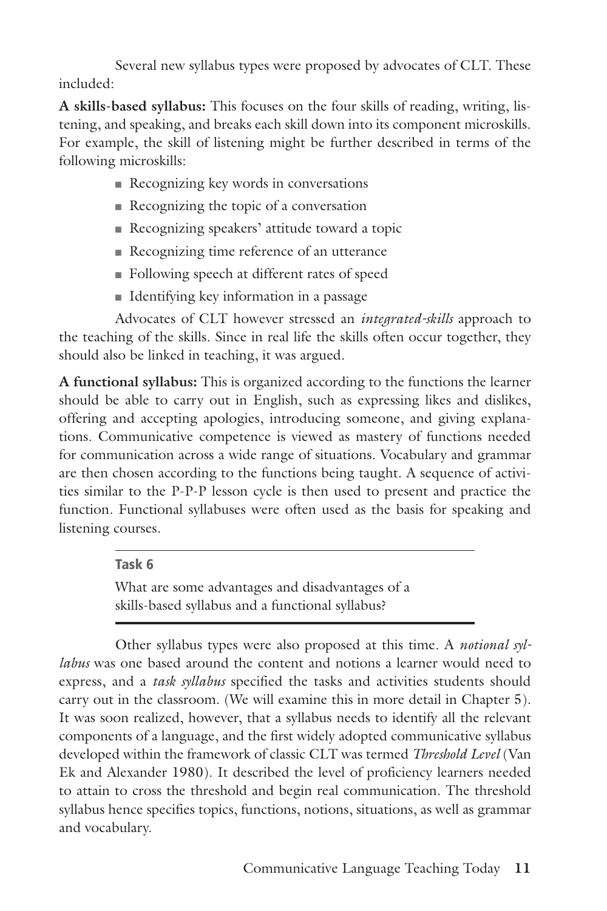Several new syllabus types were proposed by advocates of CLT. These included:

**A skills-based syllabus:** This focuses on the four skills of reading, writing, listening, and speaking, and breaks each skill down into its component microskills. For example, the skill of listening might be further described in terms of the following microskills:

- Recognizing key words in conversations
- Recognizing the topic of a conversation
- Recognizing speakers' attitude toward a topic
- Recognizing time reference of an utterance
- Following speech at different rates of speed
- Identifying key information in a passage

Advocates of CLT however stressed an *integrated-skills* approach to the teaching of the skills. Since in real life the skills often occur together, they should also be linked in teaching, it was argued.

**A functional syllabus:** This is organized according to the functions the learner should be able to carry out in English, such as expressing likes and dislikes, offering and accepting apologies, introducing someone, and giving explanations. Communicative competence is viewed as mastery of functions needed for communication across a wide range of situations. Vocabulary and grammar are then chosen according to the functions being taught. A sequence of activities similar to the P-P-P lesson cycle is then used to present and practice the function. Functional syllabuses were often used as the basis for speaking and listening courses.

---

**Task 6**

What are some advantages and disadvantages of a skills-based syllabus and a functional syllabus?

---

Other syllabus types were also proposed at this time. A *notional syllabus* was one based around the content and notions a learner would need to express, and a *task syllabus* specified the tasks and activities students should carry out in the classroom. (We will examine this in more detail in Chapter 5). It was soon realized, however, that a syllabus needs to identify all the relevant components of a language, and the first widely adopted communicative syllabus developed within the framework of classic CLT was termed *Threshold Level* (Van Ek and Alexander 1980). It described the level of proficiency learners needed to attain to cross the threshold and begin real communication. The threshold syllabus hence specifies topics, functions, notions, situations, as well as grammar and vocabulary.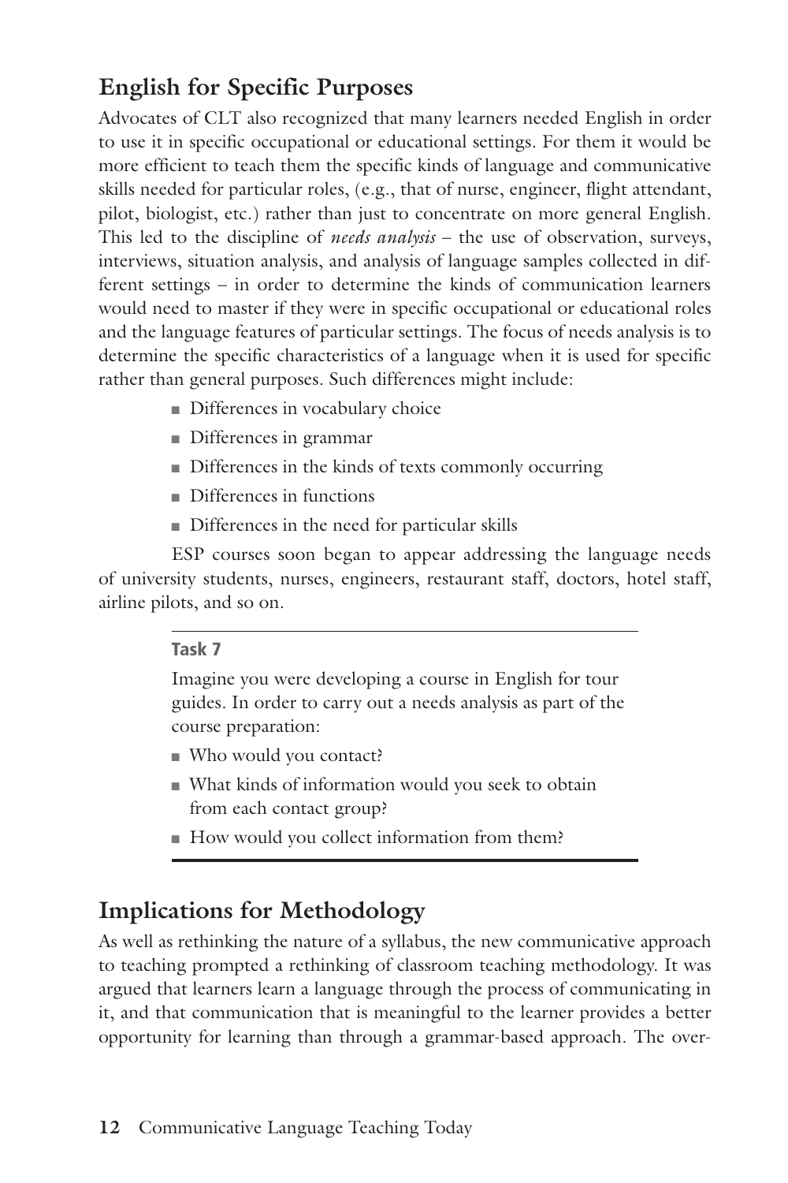## English for Specific Purposes

Advocates of CLT also recognized that many learners needed English in order to use it in specific occupational or educational settings. For them it would be more efficient to teach them the specific kinds of language and communicative skills needed for particular roles, (e.g., that of nurse, engineer, flight attendant, pilot, biologist, etc.) rather than just to concentrate on more general English. This led to the discipline of *needs analysis* – the use of observation, surveys, interviews, situation analysis, and analysis of language samples collected in different settings – in order to determine the kinds of communication learners would need to master if they were in specific occupational or educational roles and the language features of particular settings. The focus of needs analysis is to determine the specific characteristics of a language when it is used for specific rather than general purposes. Such differences might include:

- Differences in vocabulary choice
- Differences in grammar
- Differences in the kinds of texts commonly occurring
- Differences in functions
- Differences in the need for particular skills

ESP courses soon began to appear addressing the language needs of university students, nurses, engineers, restaurant staff, doctors, hotel staff, airline pilots, and so on.

**Task 7**

Imagine you were developing a course in English for tour guides. In order to carry out a needs analysis as part of the course preparation:

- Who would you contact?
- What kinds of information would you seek to obtain from each contact group?
- How would you collect information from them?

## Implications for Methodology

As well as rethinking the nature of a syllabus, the new communicative approach to teaching prompted a rethinking of classroom teaching methodology. It was argued that learners learn a language through the process of communicating in it, and that communication that is meaningful to the learner provides a better opportunity for learning than through a grammar-based approach. The over-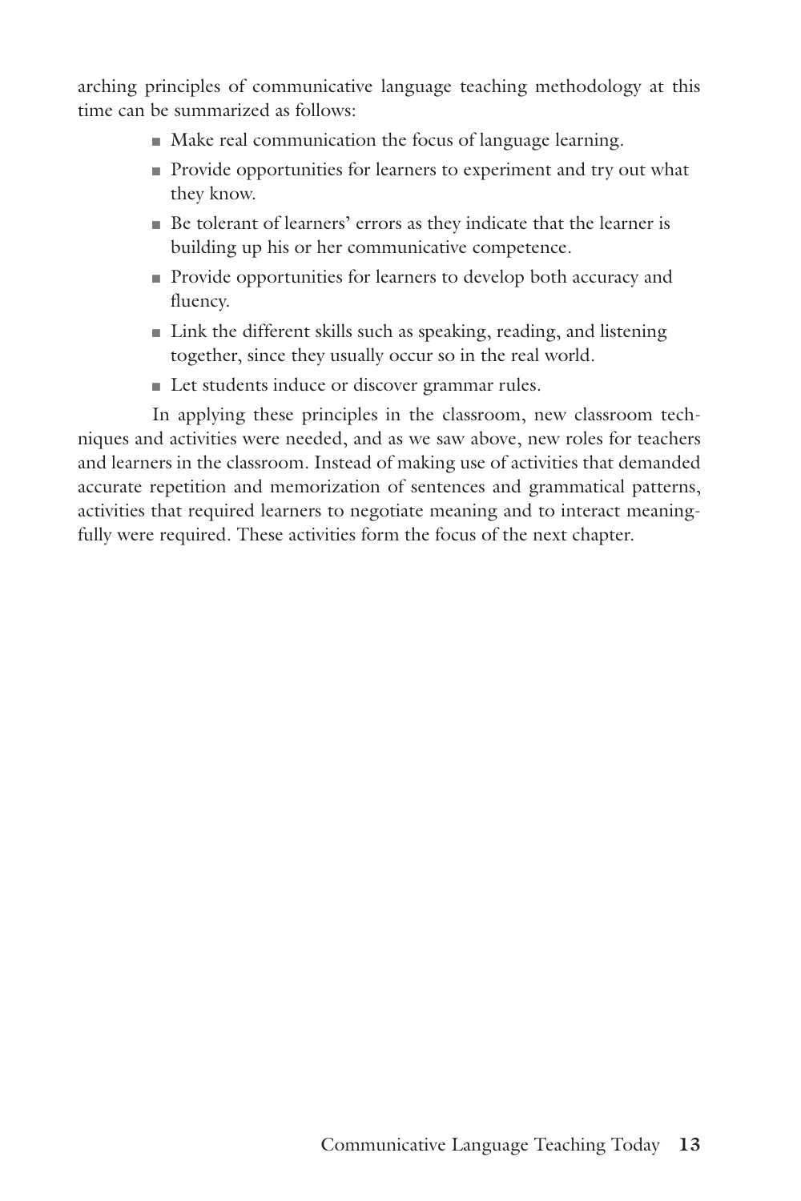arching principles of communicative language teaching methodology at this time can be summarized as follows:

- Make real communication the focus of language learning.
- Provide opportunities for learners to experiment and try out what they know.
- Be tolerant of learners' errors as they indicate that the learner is building up his or her communicative competence.
- Provide opportunities for learners to develop both accuracy and fluency.
- Link the different skills such as speaking, reading, and listening together, since they usually occur so in the real world.
- Let students induce or discover grammar rules.

In applying these principles in the classroom, new classroom techniques and activities were needed, and as we saw above, new roles for teachers and learners in the classroom. Instead of making use of activities that demanded accurate repetition and memorization of sentences and grammatical patterns, activities that required learners to negotiate meaning and to interact meaningfully were required. These activities form the focus of the next chapter.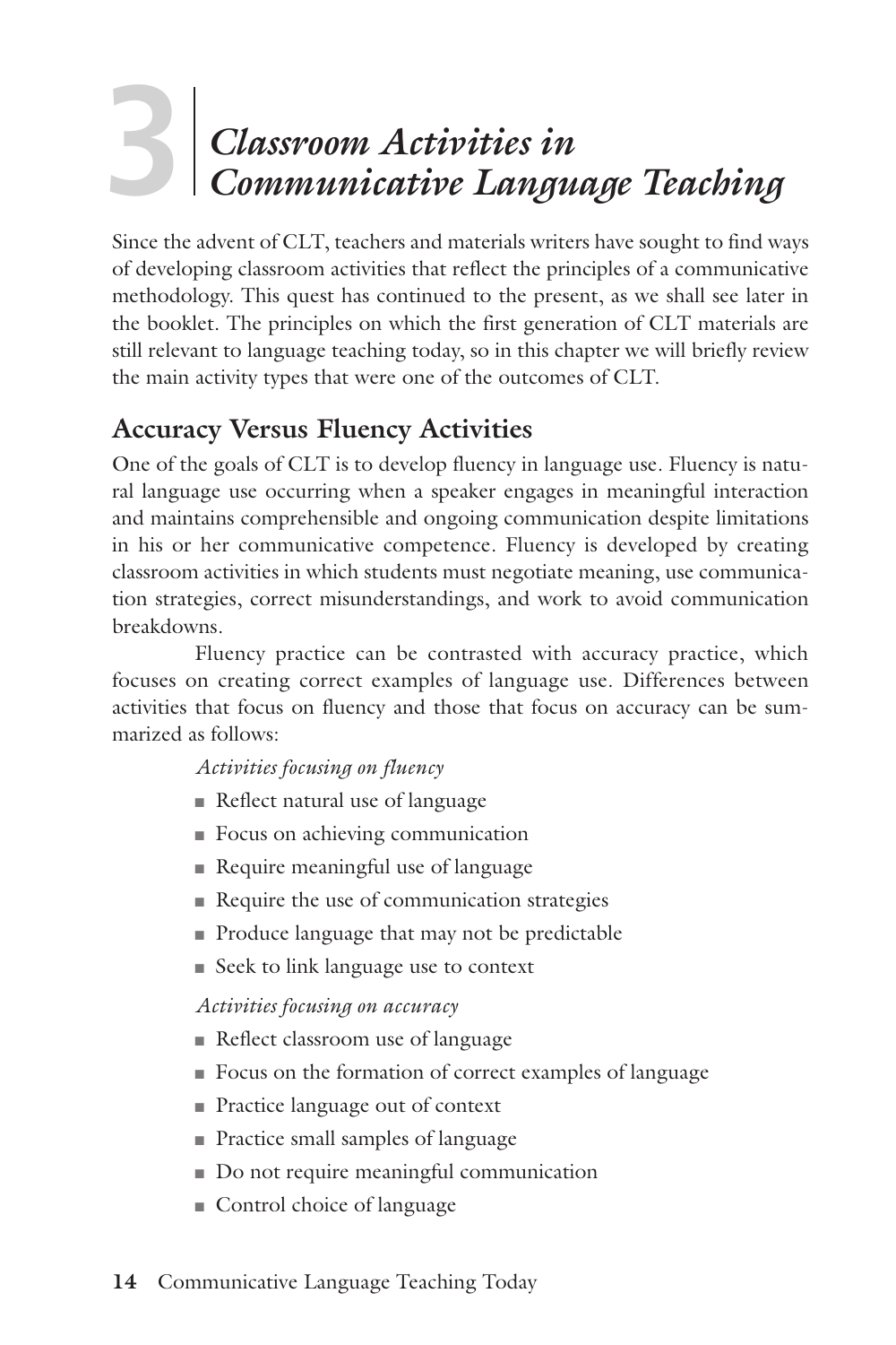# 3 Classroom Activities in Communicative Language Teaching

Since the advent of CLT, teachers and materials writers have sought to find ways of developing classroom activities that reflect the principles of a communicative methodology. This quest has continued to the present, as we shall see later in the booklet. The principles on which the first generation of CLT materials are still relevant to language teaching today, so in this chapter we will briefly review the main activity types that were one of the outcomes of CLT.

## Accuracy Versus Fluency Activities

One of the goals of CLT is to develop fluency in language use. Fluency is natural language use occurring when a speaker engages in meaningful interaction and maintains comprehensible and ongoing communication despite limitations in his or her communicative competence. Fluency is developed by creating classroom activities in which students must negotiate meaning, use communication strategies, correct misunderstandings, and work to avoid communication breakdowns.

Fluency practice can be contrasted with accuracy practice, which focuses on creating correct examples of language use. Differences between activities that focus on fluency and those that focus on accuracy can be summarized as follows:

*Activities focusing on fluency*

- Reflect natural use of language
- Focus on achieving communication
- Require meaningful use of language
- Require the use of communication strategies
- Produce language that may not be predictable
- Seek to link language use to context

*Activities focusing on accuracy*

- Reflect classroom use of language
- Focus on the formation of correct examples of language
- Practice language out of context
- Practice small samples of language
- Do not require meaningful communication
- Control choice of language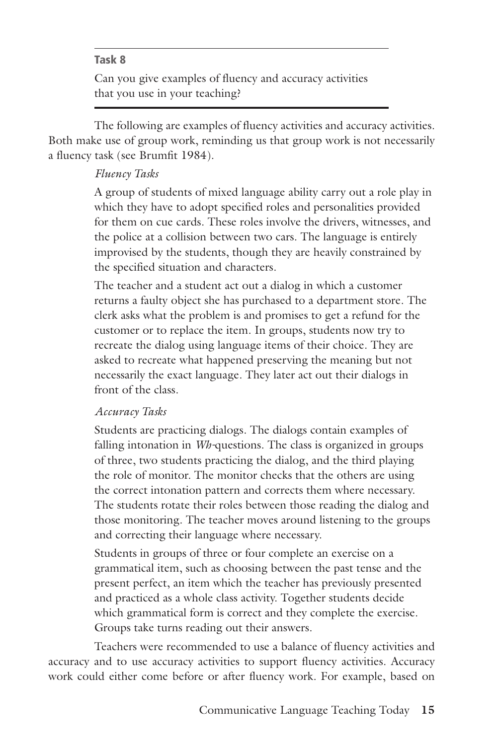**Task 8**

Can you give examples of fluency and accuracy activities that you use in your teaching?

The following are examples of fluency activities and accuracy activities. Both make use of group work, reminding us that group work is not necessarily a fluency task (see Brumfit 1984).

*Fluency Tasks*

A group of students of mixed language ability carry out a role play in which they have to adopt specified roles and personalities provided for them on cue cards. These roles involve the drivers, witnesses, and the police at a collision between two cars. The language is entirely improvised by the students, though they are heavily constrained by the specified situation and characters.

The teacher and a student act out a dialog in which a customer returns a faulty object she has purchased to a department store. The clerk asks what the problem is and promises to get a refund for the customer or to replace the item. In groups, students now try to recreate the dialog using language items of their choice. They are asked to recreate what happened preserving the meaning but not necessarily the exact language. They later act out their dialogs in front of the class.

*Accuracy Tasks*

Students are practicing dialogs. The dialogs contain examples of falling intonation in *Wh*-questions. The class is organized in groups of three, two students practicing the dialog, and the third playing the role of monitor. The monitor checks that the others are using the correct intonation pattern and corrects them where necessary. The students rotate their roles between those reading the dialog and those monitoring. The teacher moves around listening to the groups and correcting their language where necessary.

Students in groups of three or four complete an exercise on a grammatical item, such as choosing between the past tense and the present perfect, an item which the teacher has previously presented and practiced as a whole class activity. Together students decide which grammatical form is correct and they complete the exercise. Groups take turns reading out their answers.

Teachers were recommended to use a balance of fluency activities and accuracy and to use accuracy activities to support fluency activities. Accuracy work could either come before or after fluency work. For example, based on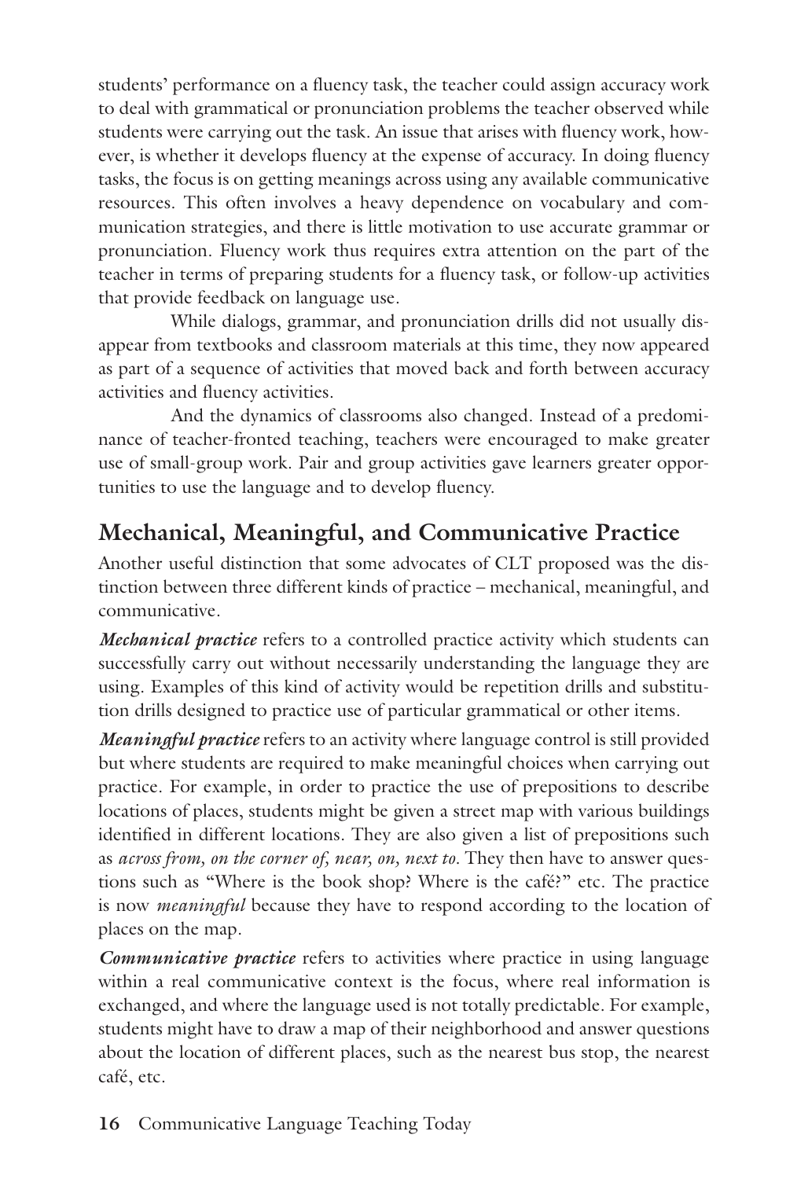students' performance on a fluency task, the teacher could assign accuracy work to deal with grammatical or pronunciation problems the teacher observed while students were carrying out the task. An issue that arises with fluency work, however, is whether it develops fluency at the expense of accuracy. In doing fluency tasks, the focus is on getting meanings across using any available communicative resources. This often involves a heavy dependence on vocabulary and communication strategies, and there is little motivation to use accurate grammar or pronunciation. Fluency work thus requires extra attention on the part of the teacher in terms of preparing students for a fluency task, or follow-up activities that provide feedback on language use.

While dialogs, grammar, and pronunciation drills did not usually disappear from textbooks and classroom materials at this time, they now appeared as part of a sequence of activities that moved back and forth between accuracy activities and fluency activities.

And the dynamics of classrooms also changed. Instead of a predominance of teacher-fronted teaching, teachers were encouraged to make greater use of small-group work. Pair and group activities gave learners greater opportunities to use the language and to develop fluency.

## Mechanical, Meaningful, and Communicative Practice

Another useful distinction that some advocates of CLT proposed was the distinction between three different kinds of practice – mechanical, meaningful, and communicative.

***Mechanical practice*** refers to a controlled practice activity which students can successfully carry out without necessarily understanding the language they are using. Examples of this kind of activity would be repetition drills and substitution drills designed to practice use of particular grammatical or other items.

***Meaningful practice*** refers to an activity where language control is still provided but where students are required to make meaningful choices when carrying out practice. For example, in order to practice the use of prepositions to describe locations of places, students might be given a street map with various buildings identified in different locations. They are also given a list of prepositions such as *across from, on the corner of, near, on, next to*. They then have to answer questions such as "Where is the book shop? Where is the café?" etc. The practice is now *meaningful* because they have to respond according to the location of places on the map.

***Communicative practice*** refers to activities where practice in using language within a real communicative context is the focus, where real information is exchanged, and where the language used is not totally predictable. For example, students might have to draw a map of their neighborhood and answer questions about the location of different places, such as the nearest bus stop, the nearest café, etc.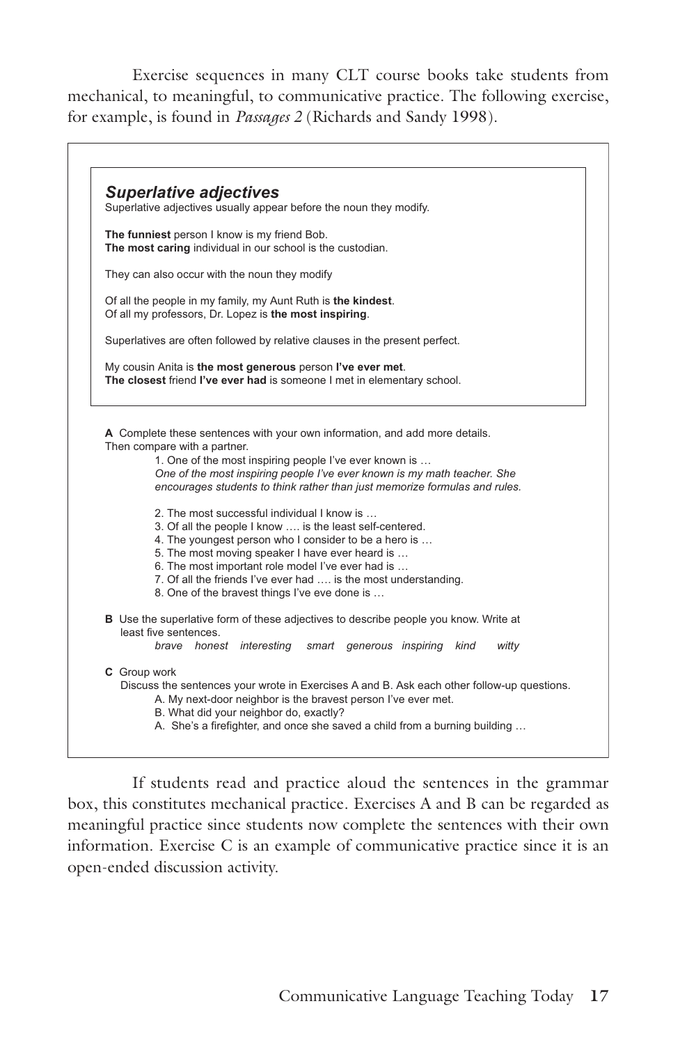Exercise sequences in many CLT course books take students from mechanical, to meaningful, to communicative practice. The following exercise, for example, is found in *Passages 2* (Richards and Sandy 1998).

### *Superlative adjectives*

Superlative adjectives usually appear before the noun they modify.

**The funniest** person I know is my friend Bob.
**The most caring** individual in our school is the custodian.

They can also occur with the noun they modify

Of all the people in my family, my Aunt Ruth is **the kindest**.
Of all my professors, Dr. Lopez is **the most inspiring**.

Superlatives are often followed by relative clauses in the present perfect.

My cousin Anita is **the most generous** person **I've ever met**.
**The closest** friend **I've ever had** is someone I met in elementary school.

**A** Complete these sentences with your own information, and add more details. Then compare with a partner.

1. One of the most inspiring people I've ever known is …
   *One of the most inspiring people I've ever known is my math teacher. She encourages students to think rather than just memorize formulas and rules.*
2. The most successful individual I know is …
3. Of all the people I know …. is the least self-centered.
4. The youngest person who I consider to be a hero is …
5. The most moving speaker I have ever heard is …
6. The most important role model I've ever had is …
7. Of all the friends I've ever had …. is the most understanding.
8. One of the bravest things I've eve done is …

**B** Use the superlative form of these adjectives to describe people you know. Write at least five sentences.

*brave honest interesting smart generous inspiring kind witty*

**C** Group work

Discuss the sentences your wrote in Exercises A and B. Ask each other follow-up questions.

A. My next-door neighbor is the bravest person I've ever met.
B. What did your neighbor do, exactly?
A. She's a firefighter, and once she saved a child from a burning building …

If students read and practice aloud the sentences in the grammar box, this constitutes mechanical practice. Exercises A and B can be regarded as meaningful practice since students now complete the sentences with their own information. Exercise C is an example of communicative practice since it is an open-ended discussion activity.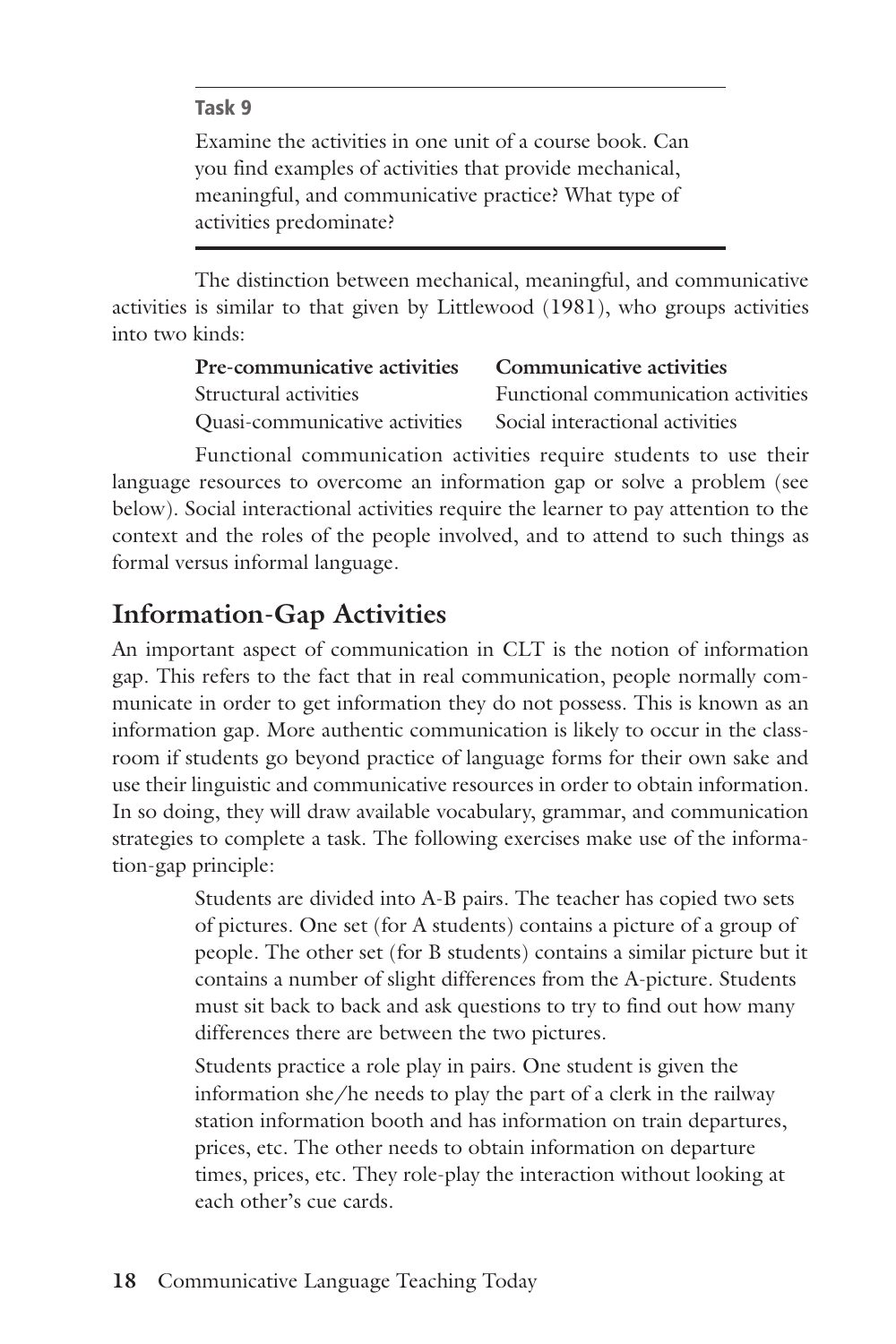**Task 9**

Examine the activities in one unit of a course book. Can you find examples of activities that provide mechanical, meaningful, and communicative practice? What type of activities predominate?

---

The distinction between mechanical, meaningful, and communicative activities is similar to that given by Littlewood (1981), who groups activities into two kinds:

| **Pre-communicative activities** | **Communicative activities** |
|---|---|
| Structural activities | Functional communication activities |
| Quasi-communicative activities | Social interactional activities |

Functional communication activities require students to use their language resources to overcome an information gap or solve a problem (see below). Social interactional activities require the learner to pay attention to the context and the roles of the people involved, and to attend to such things as formal versus informal language.

## Information-Gap Activities

An important aspect of communication in CLT is the notion of information gap. This refers to the fact that in real communication, people normally communicate in order to get information they do not possess. This is known as an information gap. More authentic communication is likely to occur in the classroom if students go beyond practice of language forms for their own sake and use their linguistic and communicative resources in order to obtain information. In so doing, they will draw available vocabulary, grammar, and communication strategies to complete a task. The following exercises make use of the information-gap principle:

> Students are divided into A-B pairs. The teacher has copied two sets of pictures. One set (for A students) contains a picture of a group of people. The other set (for B students) contains a similar picture but it contains a number of slight differences from the A-picture. Students must sit back to back and ask questions to try to find out how many differences there are between the two pictures.
>
> Students practice a role play in pairs. One student is given the information she/he needs to play the part of a clerk in the railway station information booth and has information on train departures, prices, etc. The other needs to obtain information on departure times, prices, etc. They role-play the interaction without looking at each other's cue cards.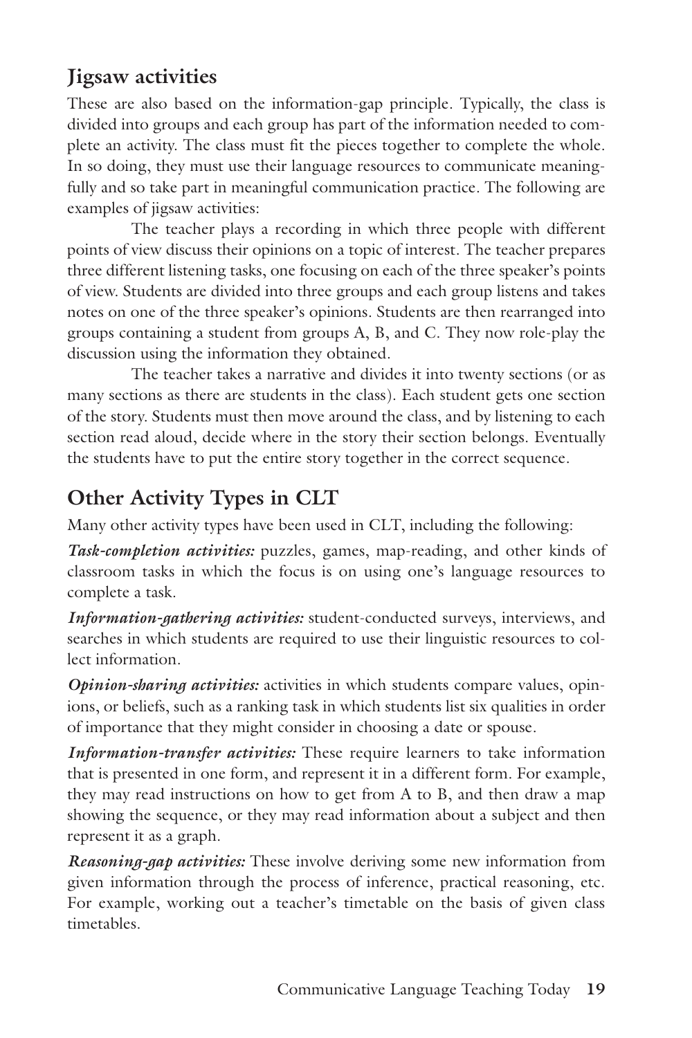## Jigsaw activities

These are also based on the information-gap principle. Typically, the class is divided into groups and each group has part of the information needed to complete an activity. The class must fit the pieces together to complete the whole. In so doing, they must use their language resources to communicate meaningfully and so take part in meaningful communication practice. The following are examples of jigsaw activities:

The teacher plays a recording in which three people with different points of view discuss their opinions on a topic of interest. The teacher prepares three different listening tasks, one focusing on each of the three speaker's points of view. Students are divided into three groups and each group listens and takes notes on one of the three speaker's opinions. Students are then rearranged into groups containing a student from groups A, B, and C. They now role-play the discussion using the information they obtained.

The teacher takes a narrative and divides it into twenty sections (or as many sections as there are students in the class). Each student gets one section of the story. Students must then move around the class, and by listening to each section read aloud, decide where in the story their section belongs. Eventually the students have to put the entire story together in the correct sequence.

## Other Activity Types in CLT

Many other activity types have been used in CLT, including the following:

***Task-completion activities:*** puzzles, games, map-reading, and other kinds of classroom tasks in which the focus is on using one's language resources to complete a task.

***Information-gathering activities:*** student-conducted surveys, interviews, and searches in which students are required to use their linguistic resources to collect information.

***Opinion-sharing activities:*** activities in which students compare values, opinions, or beliefs, such as a ranking task in which students list six qualities in order of importance that they might consider in choosing a date or spouse.

***Information-transfer activities:*** These require learners to take information that is presented in one form, and represent it in a different form. For example, they may read instructions on how to get from A to B, and then draw a map showing the sequence, or they may read information about a subject and then represent it as a graph.

***Reasoning-gap activities:*** These involve deriving some new information from given information through the process of inference, practical reasoning, etc. For example, working out a teacher's timetable on the basis of given class timetables.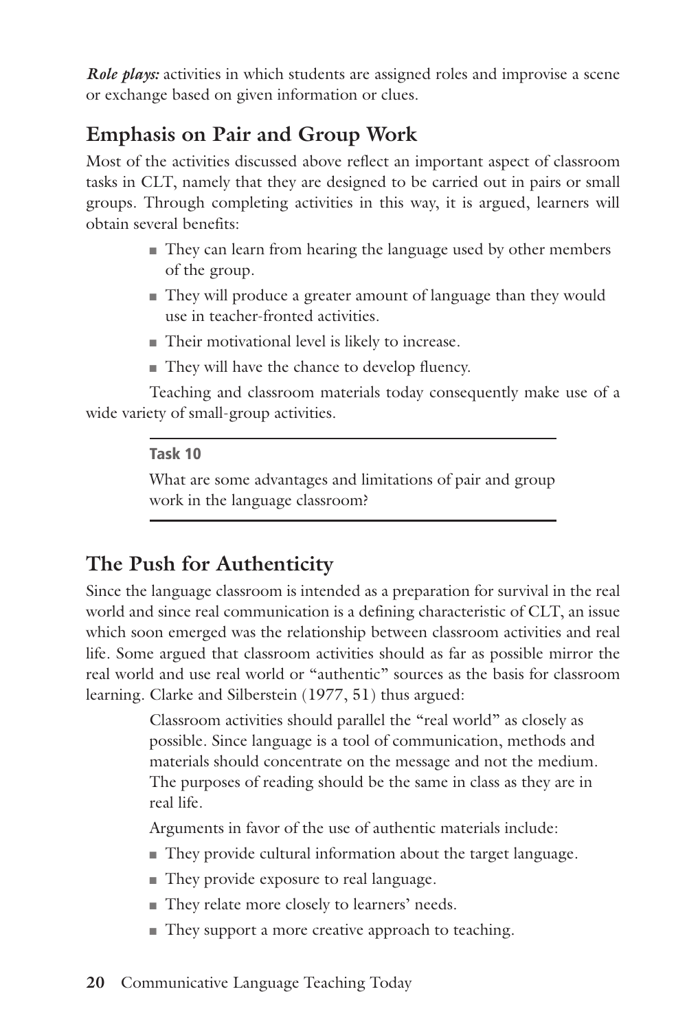*Role plays:* activities in which students are assigned roles and improvise a scene or exchange based on given information or clues.

## Emphasis on Pair and Group Work

Most of the activities discussed above reflect an important aspect of classroom tasks in CLT, namely that they are designed to be carried out in pairs or small groups. Through completing activities in this way, it is argued, learners will obtain several benefits:

- They can learn from hearing the language used by other members of the group.
- They will produce a greater amount of language than they would use in teacher-fronted activities.
- Their motivational level is likely to increase.
- They will have the chance to develop fluency.

Teaching and classroom materials today consequently make use of a wide variety of small-group activities.

---

**Task 10**

What are some advantages and limitations of pair and group work in the language classroom?

---

## The Push for Authenticity

Since the language classroom is intended as a preparation for survival in the real world and since real communication is a defining characteristic of CLT, an issue which soon emerged was the relationship between classroom activities and real life. Some argued that classroom activities should as far as possible mirror the real world and use real world or "authentic" sources as the basis for classroom learning. Clarke and Silberstein (1977, 51) thus argued:

> Classroom activities should parallel the "real world" as closely as possible. Since language is a tool of communication, methods and materials should concentrate on the message and not the medium. The purposes of reading should be the same in class as they are in real life.

Arguments in favor of the use of authentic materials include:

- They provide cultural information about the target language.
- They provide exposure to real language.
- They relate more closely to learners' needs.
- They support a more creative approach to teaching.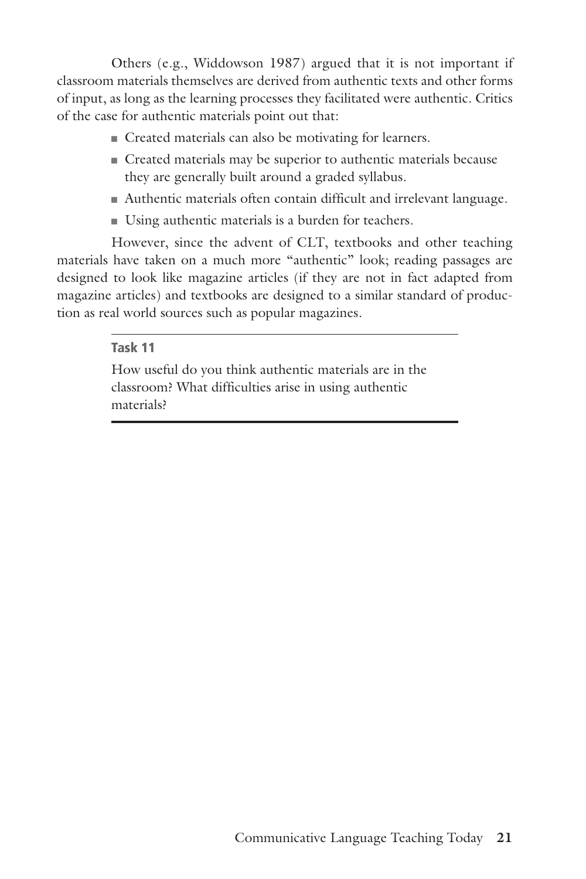Others (e.g., Widdowson 1987) argued that it is not important if classroom materials themselves are derived from authentic texts and other forms of input, as long as the learning processes they facilitated were authentic. Critics of the case for authentic materials point out that:

- Created materials can also be motivating for learners.
- Created materials may be superior to authentic materials because they are generally built around a graded syllabus.
- Authentic materials often contain difficult and irrelevant language.
- Using authentic materials is a burden for teachers.

However, since the advent of CLT, textbooks and other teaching materials have taken on a much more "authentic" look; reading passages are designed to look like magazine articles (if they are not in fact adapted from magazine articles) and textbooks are designed to a similar standard of production as real world sources such as popular magazines.

---

**Task 11**

How useful do you think authentic materials are in the classroom? What difficulties arise in using authentic materials?

---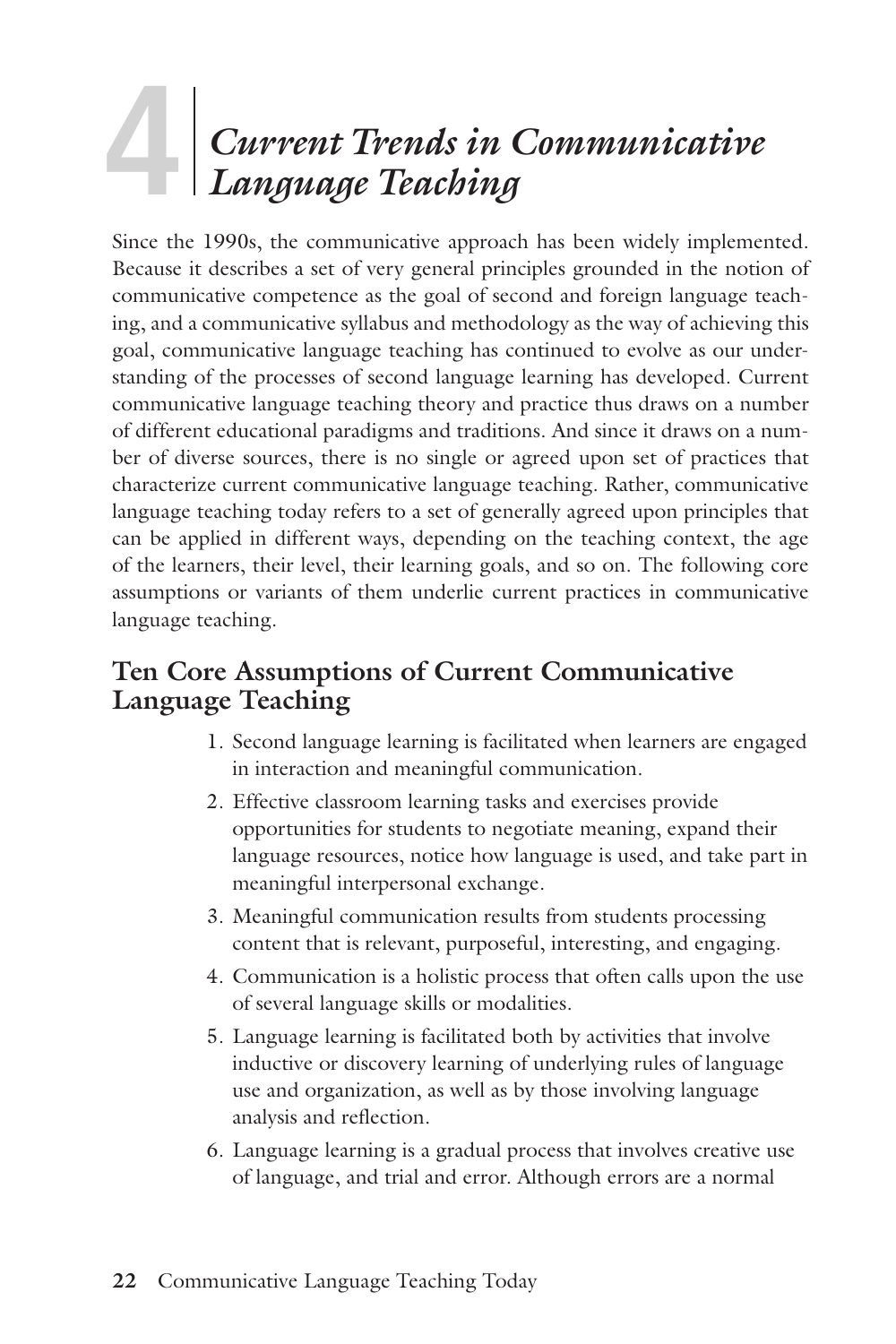# 4 Current Trends in Communicative Language Teaching

Since the 1990s, the communicative approach has been widely implemented. Because it describes a set of very general principles grounded in the notion of communicative competence as the goal of second and foreign language teaching, and a communicative syllabus and methodology as the way of achieving this goal, communicative language teaching has continued to evolve as our understanding of the processes of second language learning has developed. Current communicative language teaching theory and practice thus draws on a number of different educational paradigms and traditions. And since it draws on a number of diverse sources, there is no single or agreed upon set of practices that characterize current communicative language teaching. Rather, communicative language teaching today refers to a set of generally agreed upon principles that can be applied in different ways, depending on the teaching context, the age of the learners, their level, their learning goals, and so on. The following core assumptions or variants of them underlie current practices in communicative language teaching.

## Ten Core Assumptions of Current Communicative Language Teaching

1. Second language learning is facilitated when learners are engaged in interaction and meaningful communication.
2. Effective classroom learning tasks and exercises provide opportunities for students to negotiate meaning, expand their language resources, notice how language is used, and take part in meaningful interpersonal exchange.
3. Meaningful communication results from students processing content that is relevant, purposeful, interesting, and engaging.
4. Communication is a holistic process that often calls upon the use of several language skills or modalities.
5. Language learning is facilitated both by activities that involve inductive or discovery learning of underlying rules of language use and organization, as well as by those involving language analysis and reflection.
6. Language learning is a gradual process that involves creative use of language, and trial and error. Although errors are a normal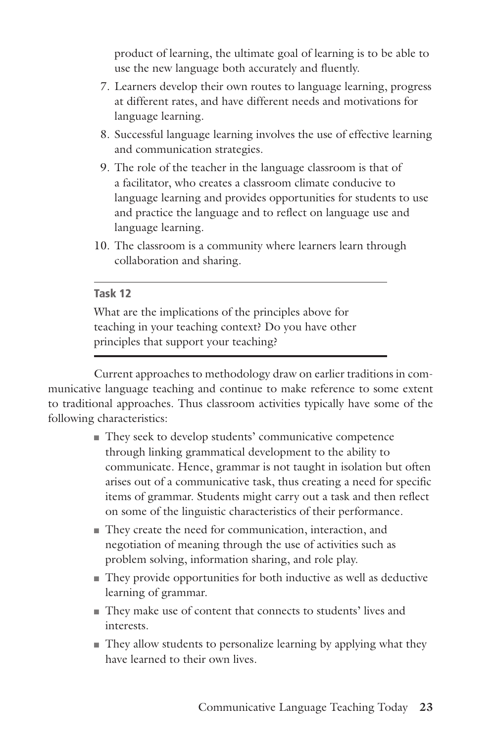product of learning, the ultimate goal of learning is to be able to use the new language both accurately and fluently.

7. Learners develop their own routes to language learning, progress at different rates, and have different needs and motivations for language learning.
8. Successful language learning involves the use of effective learning and communication strategies.
9. The role of the teacher in the language classroom is that of a facilitator, who creates a classroom climate conducive to language learning and provides opportunities for students to use and practice the language and to reflect on language use and language learning.
10. The classroom is a community where learners learn through collaboration and sharing.

---

**Task 12**

What are the implications of the principles above for teaching in your teaching context? Do you have other principles that support your teaching?

---

Current approaches to methodology draw on earlier traditions in communicative language teaching and continue to make reference to some extent to traditional approaches. Thus classroom activities typically have some of the following characteristics:

- They seek to develop students' communicative competence through linking grammatical development to the ability to communicate. Hence, grammar is not taught in isolation but often arises out of a communicative task, thus creating a need for specific items of grammar. Students might carry out a task and then reflect on some of the linguistic characteristics of their performance.
- They create the need for communication, interaction, and negotiation of meaning through the use of activities such as problem solving, information sharing, and role play.
- They provide opportunities for both inductive as well as deductive learning of grammar.
- They make use of content that connects to students' lives and interests.
- They allow students to personalize learning by applying what they have learned to their own lives.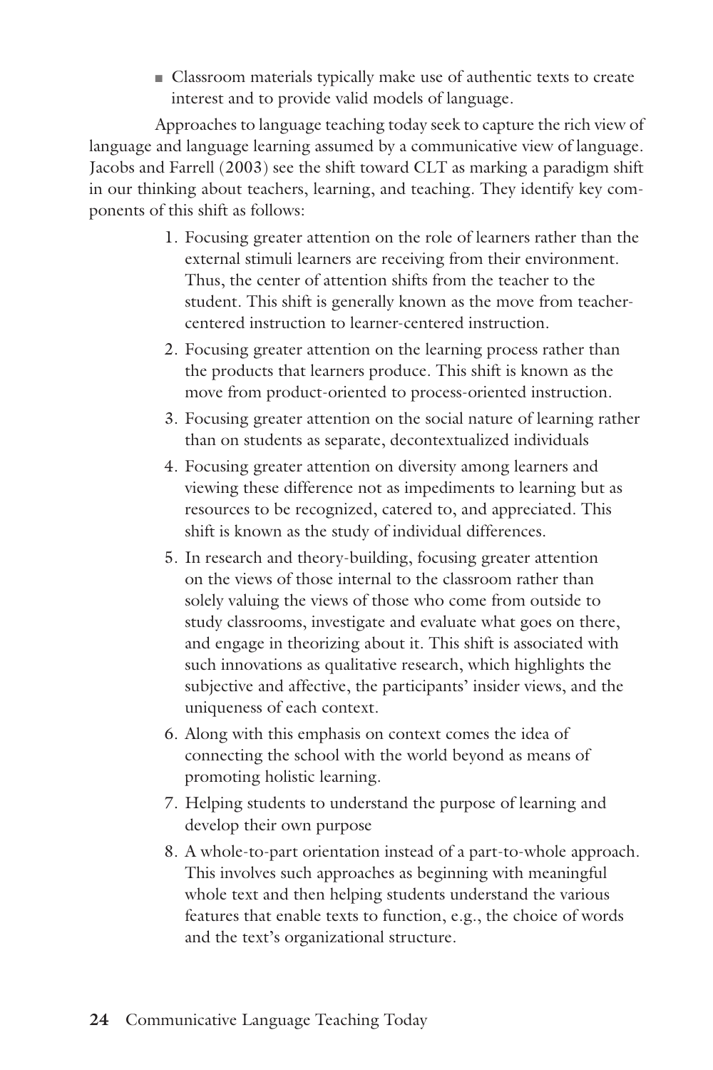- Classroom materials typically make use of authentic texts to create interest and to provide valid models of language.

Approaches to language teaching today seek to capture the rich view of language and language learning assumed by a communicative view of language. Jacobs and Farrell (2003) see the shift toward CLT as marking a paradigm shift in our thinking about teachers, learning, and teaching. They identify key components of this shift as follows:

1. Focusing greater attention on the role of learners rather than the external stimuli learners are receiving from their environment. Thus, the center of attention shifts from the teacher to the student. This shift is generally known as the move from teacher-centered instruction to learner-centered instruction.
2. Focusing greater attention on the learning process rather than the products that learners produce. This shift is known as the move from product-oriented to process-oriented instruction.
3. Focusing greater attention on the social nature of learning rather than on students as separate, decontextualized individuals
4. Focusing greater attention on diversity among learners and viewing these difference not as impediments to learning but as resources to be recognized, catered to, and appreciated. This shift is known as the study of individual differences.
5. In research and theory-building, focusing greater attention on the views of those internal to the classroom rather than solely valuing the views of those who come from outside to study classrooms, investigate and evaluate what goes on there, and engage in theorizing about it. This shift is associated with such innovations as qualitative research, which highlights the subjective and affective, the participants' insider views, and the uniqueness of each context.
6. Along with this emphasis on context comes the idea of connecting the school with the world beyond as means of promoting holistic learning.
7. Helping students to understand the purpose of learning and develop their own purpose
8. A whole-to-part orientation instead of a part-to-whole approach. This involves such approaches as beginning with meaningful whole text and then helping students understand the various features that enable texts to function, e.g., the choice of words and the text's organizational structure.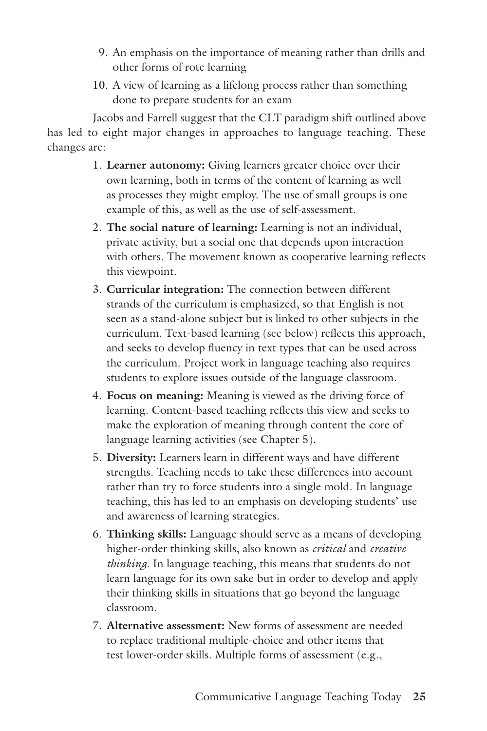9. An emphasis on the importance of meaning rather than drills and other forms of rote learning
10. A view of learning as a lifelong process rather than something done to prepare students for an exam

Jacobs and Farrell suggest that the CLT paradigm shift outlined above has led to eight major changes in approaches to language teaching. These changes are:

1. **Learner autonomy:** Giving learners greater choice over their own learning, both in terms of the content of learning as well as processes they might employ. The use of small groups is one example of this, as well as the use of self-assessment.
2. **The social nature of learning:** Learning is not an individual, private activity, but a social one that depends upon interaction with others. The movement known as cooperative learning reflects this viewpoint.
3. **Curricular integration:** The connection between different strands of the curriculum is emphasized, so that English is not seen as a stand-alone subject but is linked to other subjects in the curriculum. Text-based learning (see below) reflects this approach, and seeks to develop fluency in text types that can be used across the curriculum. Project work in language teaching also requires students to explore issues outside of the language classroom.
4. **Focus on meaning:** Meaning is viewed as the driving force of learning. Content-based teaching reflects this view and seeks to make the exploration of meaning through content the core of language learning activities (see Chapter 5).
5. **Diversity:** Learners learn in different ways and have different strengths. Teaching needs to take these differences into account rather than try to force students into a single mold. In language teaching, this has led to an emphasis on developing students' use and awareness of learning strategies.
6. **Thinking skills:** Language should serve as a means of developing higher-order thinking skills, also known as *critical* and *creative thinking.* In language teaching, this means that students do not learn language for its own sake but in order to develop and apply their thinking skills in situations that go beyond the language classroom.
7. **Alternative assessment:** New forms of assessment are needed to replace traditional multiple-choice and other items that test lower-order skills. Multiple forms of assessment (e.g.,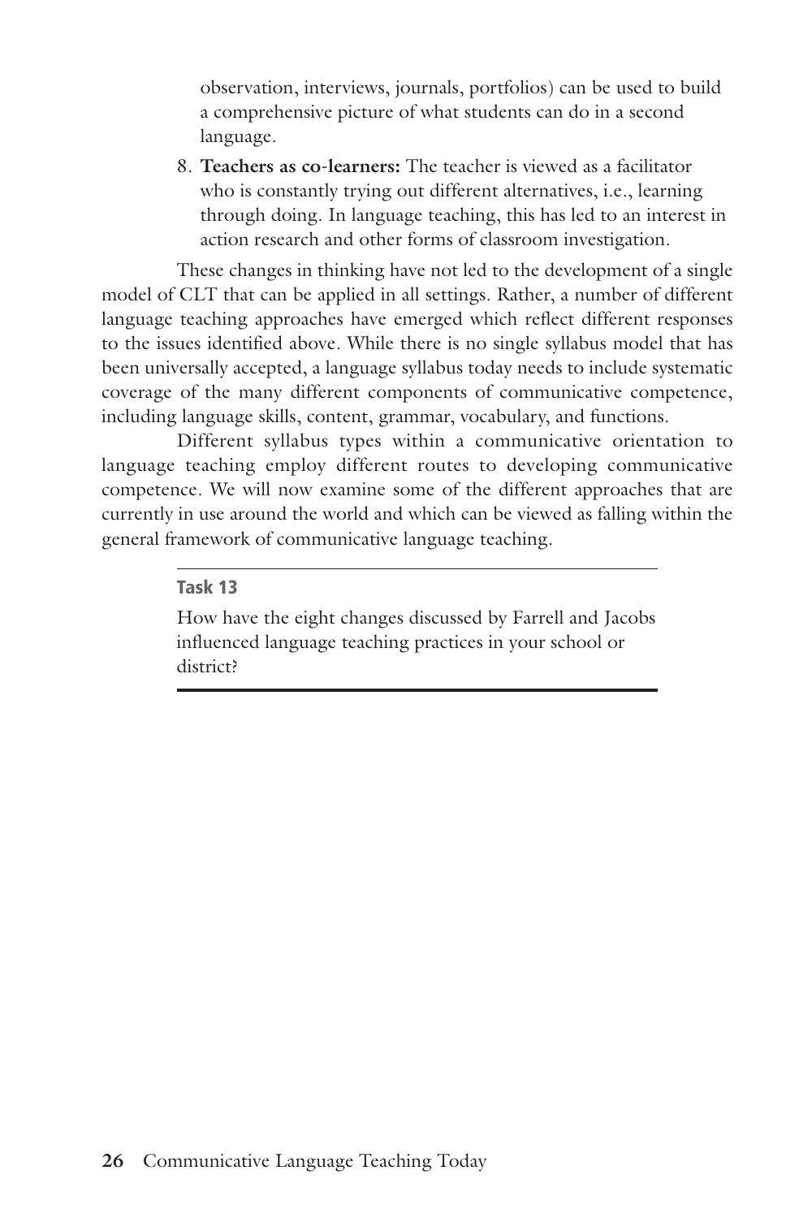observation, interviews, journals, portfolios) can be used to build a comprehensive picture of what students can do in a second language.

8. **Teachers as co-learners:** The teacher is viewed as a facilitator who is constantly trying out different alternatives, i.e., learning through doing. In language teaching, this has led to an interest in action research and other forms of classroom investigation.

These changes in thinking have not led to the development of a single model of CLT that can be applied in all settings. Rather, a number of different language teaching approaches have emerged which reflect different responses to the issues identified above. While there is no single syllabus model that has been universally accepted, a language syllabus today needs to include systematic coverage of the many different components of communicative competence, including language skills, content, grammar, vocabulary, and functions.

Different syllabus types within a communicative orientation to language teaching employ different routes to developing communicative competence. We will now examine some of the different approaches that are currently in use around the world and which can be viewed as falling within the general framework of communicative language teaching.

---

**Task 13**

How have the eight changes discussed by Farrell and Jacobs influenced language teaching practices in your school or district?

---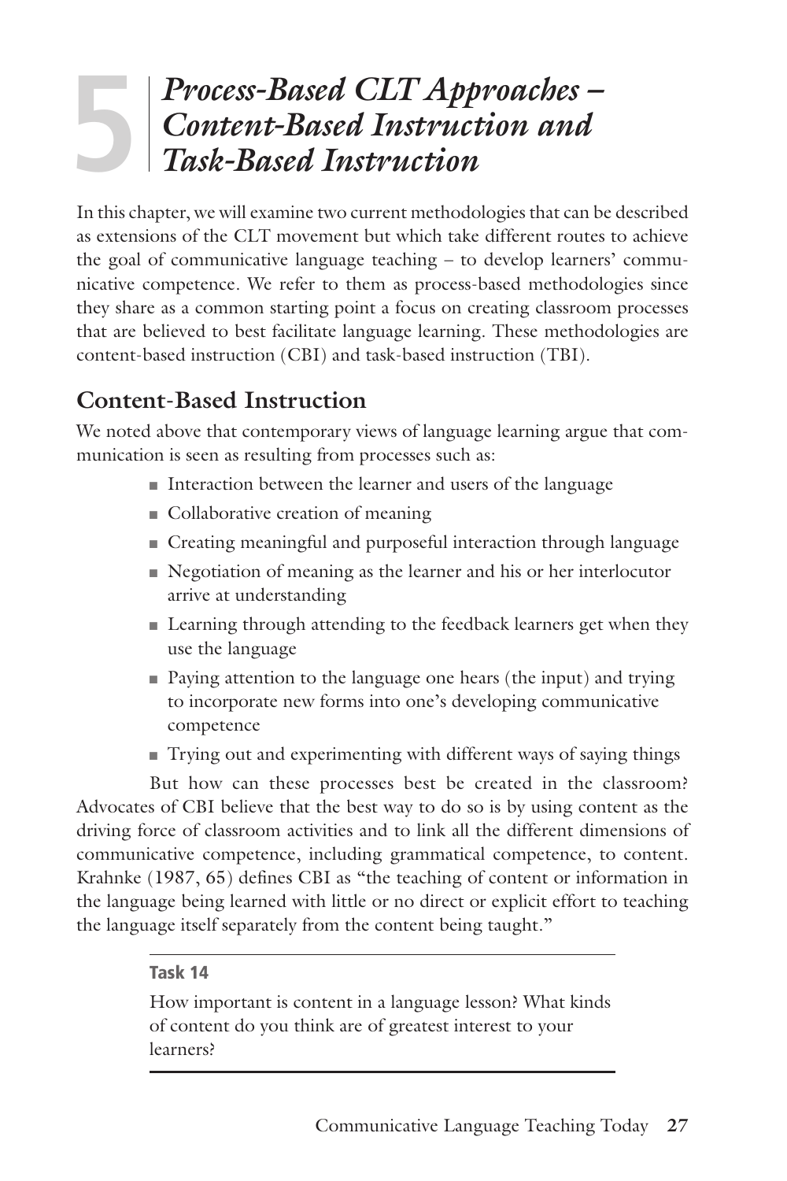# 5 *Process-Based CLT Approaches – Content-Based Instruction and Task-Based Instruction*

In this chapter, we will examine two current methodologies that can be described as extensions of the CLT movement but which take different routes to achieve the goal of communicative language teaching – to develop learners' communicative competence. We refer to them as process-based methodologies since they share as a common starting point a focus on creating classroom processes that are believed to best facilitate language learning. These methodologies are content-based instruction (CBI) and task-based instruction (TBI).

## Content-Based Instruction

We noted above that contemporary views of language learning argue that communication is seen as resulting from processes such as:

- Interaction between the learner and users of the language
- Collaborative creation of meaning
- Creating meaningful and purposeful interaction through language
- Negotiation of meaning as the learner and his or her interlocutor arrive at understanding
- Learning through attending to the feedback learners get when they use the language
- Paying attention to the language one hears (the input) and trying to incorporate new forms into one's developing communicative competence
- Trying out and experimenting with different ways of saying things

But how can these processes best be created in the classroom? Advocates of CBI believe that the best way to do so is by using content as the driving force of classroom activities and to link all the different dimensions of communicative competence, including grammatical competence, to content. Krahnke (1987, 65) defines CBI as "the teaching of content or information in the language being learned with little or no direct or explicit effort to teaching the language itself separately from the content being taught."

**Task 14**

How important is content in a language lesson? What kinds of content do you think are of greatest interest to your learners?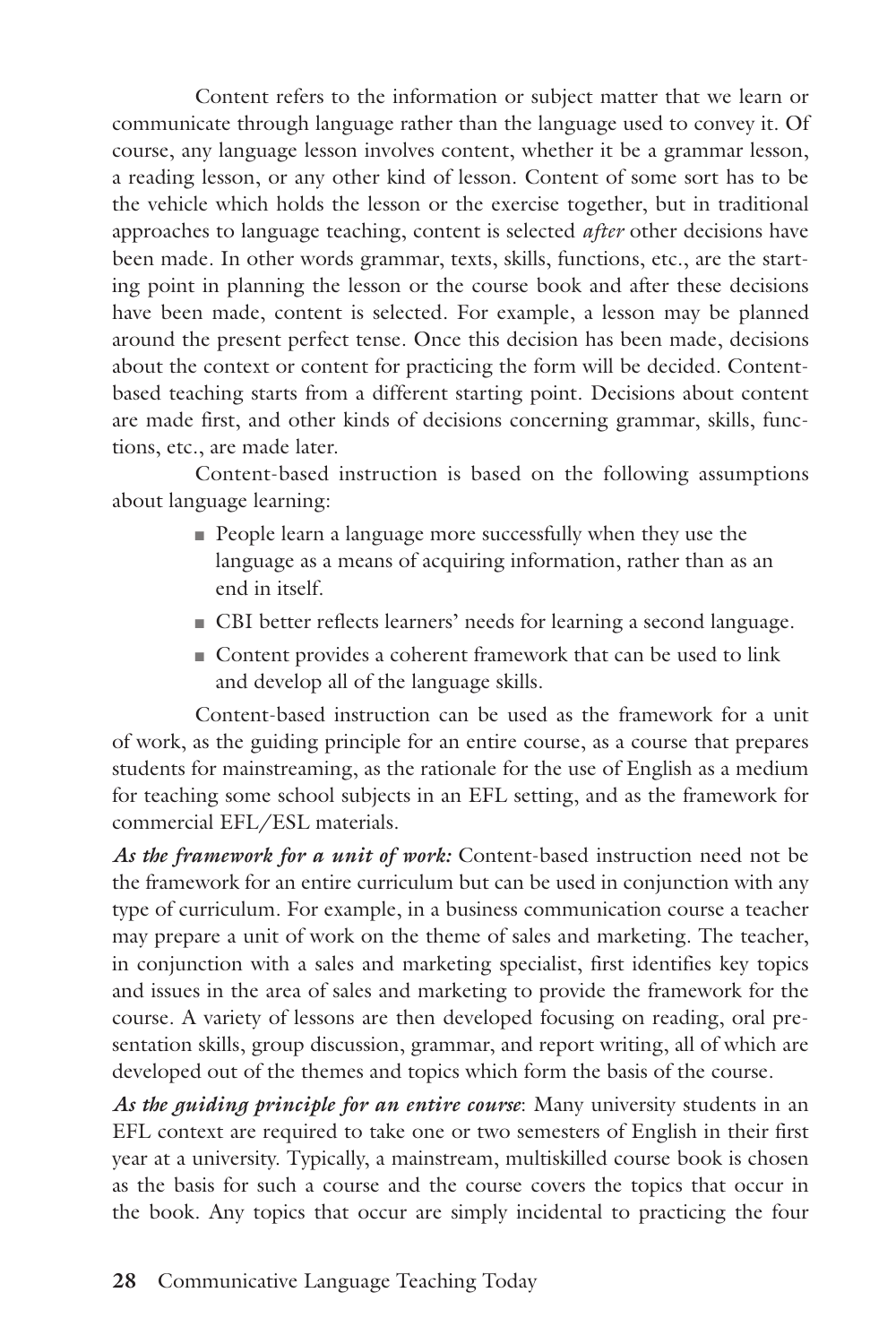Content refers to the information or subject matter that we learn or communicate through language rather than the language used to convey it. Of course, any language lesson involves content, whether it be a grammar lesson, a reading lesson, or any other kind of lesson. Content of some sort has to be the vehicle which holds the lesson or the exercise together, but in traditional approaches to language teaching, content is selected *after* other decisions have been made. In other words grammar, texts, skills, functions, etc., are the starting point in planning the lesson or the course book and after these decisions have been made, content is selected. For example, a lesson may be planned around the present perfect tense. Once this decision has been made, decisions about the context or content for practicing the form will be decided. Content-based teaching starts from a different starting point. Decisions about content are made first, and other kinds of decisions concerning grammar, skills, functions, etc., are made later.

Content-based instruction is based on the following assumptions about language learning:

- People learn a language more successfully when they use the language as a means of acquiring information, rather than as an end in itself.
- CBI better reflects learners' needs for learning a second language.
- Content provides a coherent framework that can be used to link and develop all of the language skills.

Content-based instruction can be used as the framework for a unit of work, as the guiding principle for an entire course, as a course that prepares students for mainstreaming, as the rationale for the use of English as a medium for teaching some school subjects in an EFL setting, and as the framework for commercial EFL/ESL materials.

***As the framework for a unit of work:*** Content-based instruction need not be the framework for an entire curriculum but can be used in conjunction with any type of curriculum. For example, in a business communication course a teacher may prepare a unit of work on the theme of sales and marketing. The teacher, in conjunction with a sales and marketing specialist, first identifies key topics and issues in the area of sales and marketing to provide the framework for the course. A variety of lessons are then developed focusing on reading, oral presentation skills, group discussion, grammar, and report writing, all of which are developed out of the themes and topics which form the basis of the course.

***As the guiding principle for an entire course***: Many university students in an EFL context are required to take one or two semesters of English in their first year at a university. Typically, a mainstream, multiskilled course book is chosen as the basis for such a course and the course covers the topics that occur in the book. Any topics that occur are simply incidental to practicing the four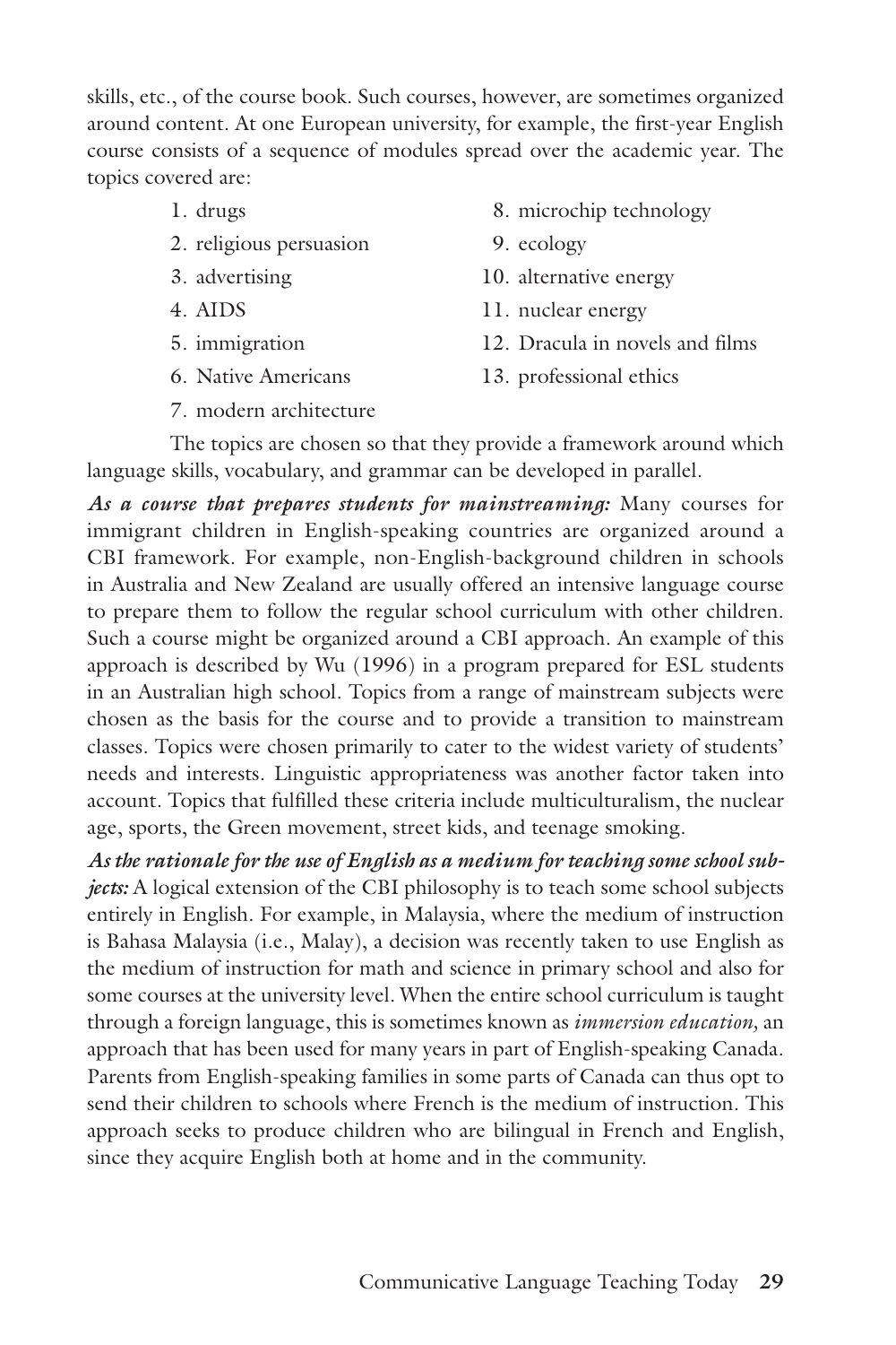skills, etc., of the course book. Such courses, however, are sometimes organized around content. At one European university, for example, the first-year English course consists of a sequence of modules spread over the academic year. The topics covered are:

1. drugs
2. religious persuasion
3. advertising
4. AIDS
5. immigration
6. Native Americans
7. modern architecture
8. microchip technology
9. ecology
10. alternative energy
11. nuclear energy
12. Dracula in novels and films
13. professional ethics

The topics are chosen so that they provide a framework around which language skills, vocabulary, and grammar can be developed in parallel.

***As a course that prepares students for mainstreaming:*** Many courses for immigrant children in English-speaking countries are organized around a CBI framework. For example, non-English-background children in schools in Australia and New Zealand are usually offered an intensive language course to prepare them to follow the regular school curriculum with other children. Such a course might be organized around a CBI approach. An example of this approach is described by Wu (1996) in a program prepared for ESL students in an Australian high school. Topics from a range of mainstream subjects were chosen as the basis for the course and to provide a transition to mainstream classes. Topics were chosen primarily to cater to the widest variety of students' needs and interests. Linguistic appropriateness was another factor taken into account. Topics that fulfilled these criteria include multiculturalism, the nuclear age, sports, the Green movement, street kids, and teenage smoking.

***As the rationale for the use of English as a medium for teaching some school subjects:*** A logical extension of the CBI philosophy is to teach some school subjects entirely in English. For example, in Malaysia, where the medium of instruction is Bahasa Malaysia (i.e., Malay), a decision was recently taken to use English as the medium of instruction for math and science in primary school and also for some courses at the university level. When the entire school curriculum is taught through a foreign language, this is sometimes known as *immersion education,* an approach that has been used for many years in part of English-speaking Canada. Parents from English-speaking families in some parts of Canada can thus opt to send their children to schools where French is the medium of instruction. This approach seeks to produce children who are bilingual in French and English, since they acquire English both at home and in the community.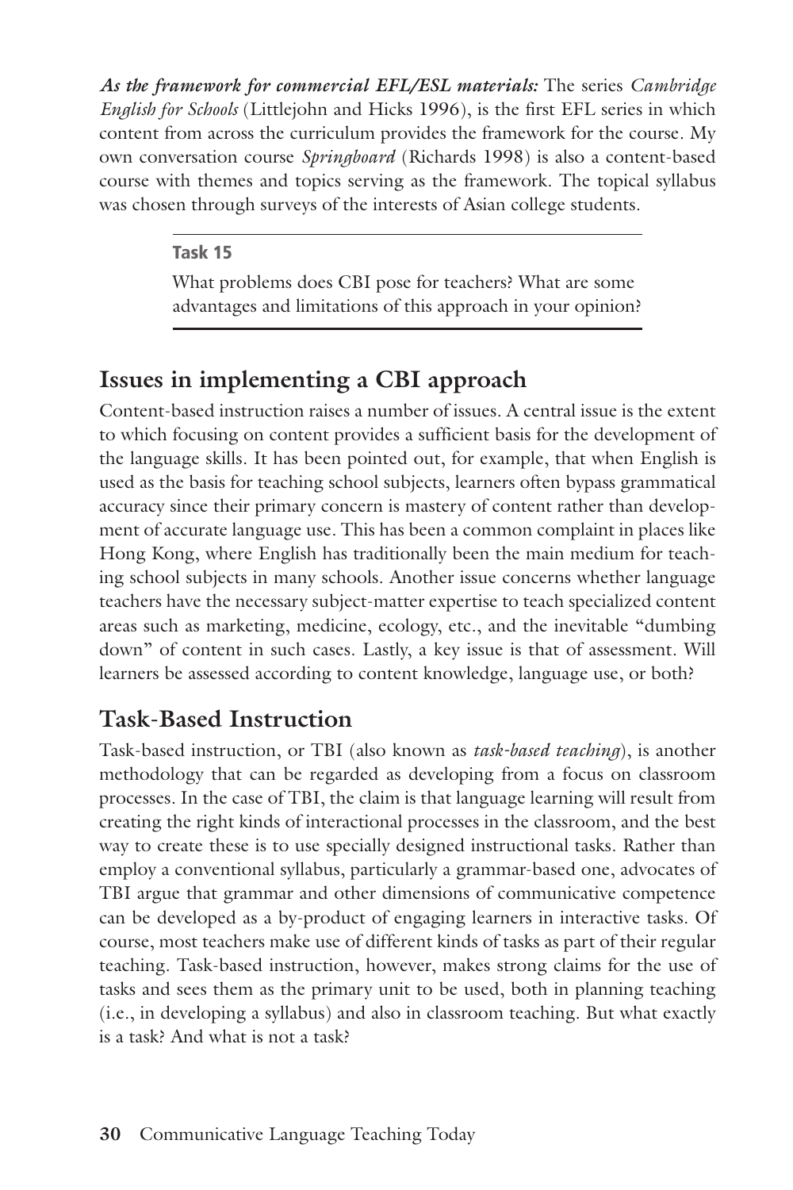***As the framework for commercial EFL/ESL materials:*** The series *Cambridge English for Schools* (Littlejohn and Hicks 1996), is the first EFL series in which content from across the curriculum provides the framework for the course. My own conversation course *Springboard* (Richards 1998) is also a content-based course with themes and topics serving as the framework. The topical syllabus was chosen through surveys of the interests of Asian college students.

---

**Task 15**

What problems does CBI pose for teachers? What are some advantages and limitations of this approach in your opinion?

---

## Issues in implementing a CBI approach

Content-based instruction raises a number of issues. A central issue is the extent to which focusing on content provides a sufficient basis for the development of the language skills. It has been pointed out, for example, that when English is used as the basis for teaching school subjects, learners often bypass grammatical accuracy since their primary concern is mastery of content rather than development of accurate language use. This has been a common complaint in places like Hong Kong, where English has traditionally been the main medium for teaching school subjects in many schools. Another issue concerns whether language teachers have the necessary subject-matter expertise to teach specialized content areas such as marketing, medicine, ecology, etc., and the inevitable "dumbing down" of content in such cases. Lastly, a key issue is that of assessment. Will learners be assessed according to content knowledge, language use, or both?

## Task-Based Instruction

Task-based instruction, or TBI (also known as *task-based teaching*), is another methodology that can be regarded as developing from a focus on classroom processes. In the case of TBI, the claim is that language learning will result from creating the right kinds of interactional processes in the classroom, and the best way to create these is to use specially designed instructional tasks. Rather than employ a conventional syllabus, particularly a grammar-based one, advocates of TBI argue that grammar and other dimensions of communicative competence can be developed as a by-product of engaging learners in interactive tasks. Of course, most teachers make use of different kinds of tasks as part of their regular teaching. Task-based instruction, however, makes strong claims for the use of tasks and sees them as the primary unit to be used, both in planning teaching (i.e., in developing a syllabus) and also in classroom teaching. But what exactly is a task? And what is not a task?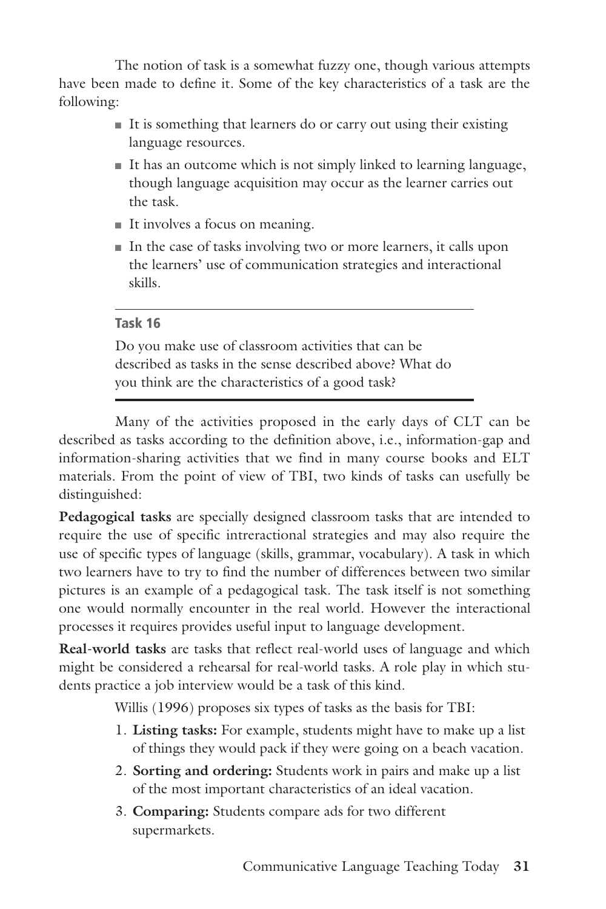The notion of task is a somewhat fuzzy one, though various attempts have been made to define it. Some of the key characteristics of a task are the following:

- It is something that learners do or carry out using their existing language resources.
- It has an outcome which is not simply linked to learning language, though language acquisition may occur as the learner carries out the task.
- It involves a focus on meaning.
- In the case of tasks involving two or more learners, it calls upon the learners' use of communication strategies and interactional skills.

---

**Task 16**

Do you make use of classroom activities that can be described as tasks in the sense described above? What do you think are the characteristics of a good task?

---

Many of the activities proposed in the early days of CLT can be described as tasks according to the definition above, i.e., information-gap and information-sharing activities that we find in many course books and ELT materials. From the point of view of TBI, two kinds of tasks can usefully be distinguished:

**Pedagogical tasks** are specially designed classroom tasks that are intended to require the use of specific intreractional strategies and may also require the use of specific types of language (skills, grammar, vocabulary). A task in which two learners have to try to find the number of differences between two similar pictures is an example of a pedagogical task. The task itself is not something one would normally encounter in the real world. However the interactional processes it requires provides useful input to language development.

**Real-world tasks** are tasks that reflect real-world uses of language and which might be considered a rehearsal for real-world tasks. A role play in which students practice a job interview would be a task of this kind.

Willis (1996) proposes six types of tasks as the basis for TBI:

1. **Listing tasks:** For example, students might have to make up a list of things they would pack if they were going on a beach vacation.
2. **Sorting and ordering:** Students work in pairs and make up a list of the most important characteristics of an ideal vacation.
3. **Comparing:** Students compare ads for two different supermarkets.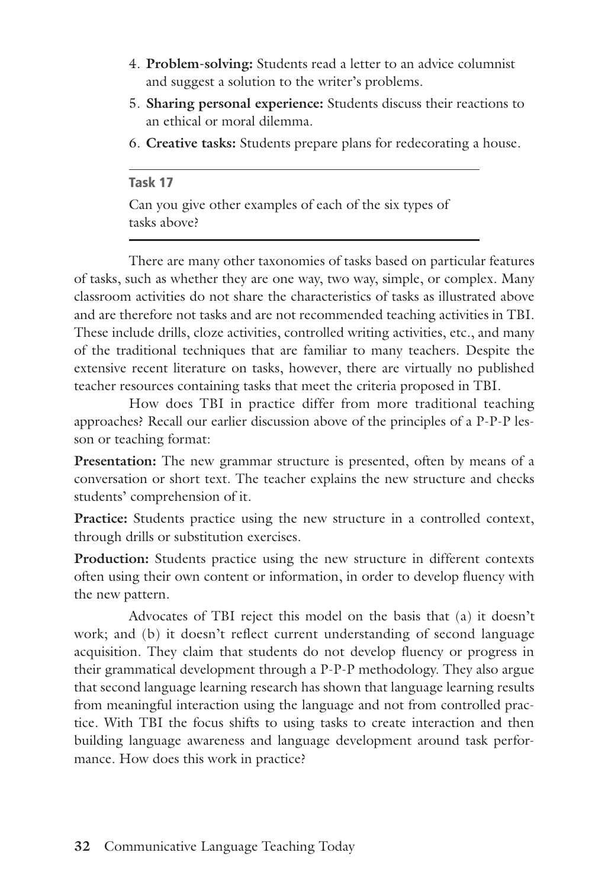4. **Problem-solving:** Students read a letter to an advice columnist and suggest a solution to the writer's problems.
5. **Sharing personal experience:** Students discuss their reactions to an ethical or moral dilemma.
6. **Creative tasks:** Students prepare plans for redecorating a house.

---

**Task 17**

Can you give other examples of each of the six types of tasks above?

---

There are many other taxonomies of tasks based on particular features of tasks, such as whether they are one way, two way, simple, or complex. Many classroom activities do not share the characteristics of tasks as illustrated above and are therefore not tasks and are not recommended teaching activities in TBI. These include drills, cloze activities, controlled writing activities, etc., and many of the traditional techniques that are familiar to many teachers. Despite the extensive recent literature on tasks, however, there are virtually no published teacher resources containing tasks that meet the criteria proposed in TBI.

How does TBI in practice differ from more traditional teaching approaches? Recall our earlier discussion above of the principles of a P-P-P lesson or teaching format:

**Presentation:** The new grammar structure is presented, often by means of a conversation or short text. The teacher explains the new structure and checks students' comprehension of it.

**Practice:** Students practice using the new structure in a controlled context, through drills or substitution exercises.

**Production:** Students practice using the new structure in different contexts often using their own content or information, in order to develop fluency with the new pattern.

Advocates of TBI reject this model on the basis that (a) it doesn't work; and (b) it doesn't reflect current understanding of second language acquisition. They claim that students do not develop fluency or progress in their grammatical development through a P-P-P methodology. They also argue that second language learning research has shown that language learning results from meaningful interaction using the language and not from controlled practice. With TBI the focus shifts to using tasks to create interaction and then building language awareness and language development around task performance. How does this work in practice?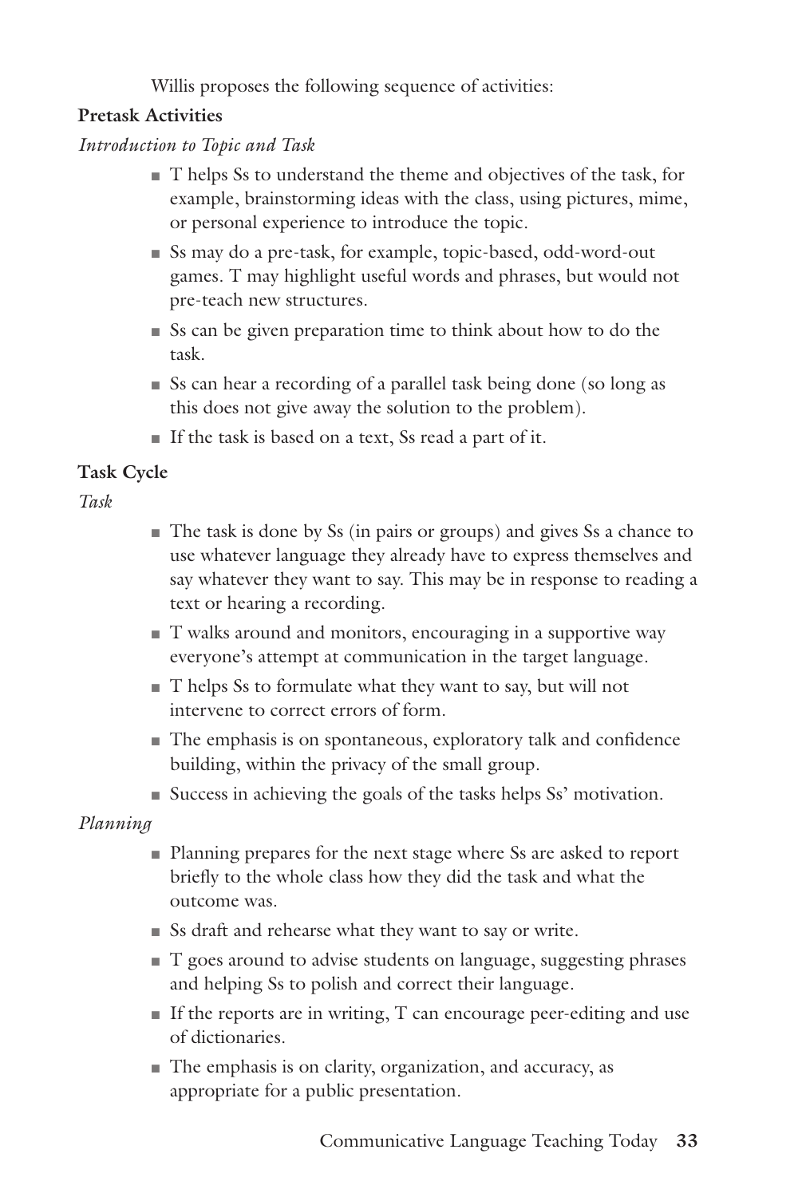Willis proposes the following sequence of activities:

**Pretask Activities**

*Introduction to Topic and Task*

- T helps Ss to understand the theme and objectives of the task, for example, brainstorming ideas with the class, using pictures, mime, or personal experience to introduce the topic.
- Ss may do a pre-task, for example, topic-based, odd-word-out games. T may highlight useful words and phrases, but would not pre-teach new structures.
- Ss can be given preparation time to think about how to do the task.
- Ss can hear a recording of a parallel task being done (so long as this does not give away the solution to the problem).
- If the task is based on a text, Ss read a part of it.

**Task Cycle**

*Task*

- The task is done by Ss (in pairs or groups) and gives Ss a chance to use whatever language they already have to express themselves and say whatever they want to say. This may be in response to reading a text or hearing a recording.
- T walks around and monitors, encouraging in a supportive way everyone's attempt at communication in the target language.
- T helps Ss to formulate what they want to say, but will not intervene to correct errors of form.
- The emphasis is on spontaneous, exploratory talk and confidence building, within the privacy of the small group.
- Success in achieving the goals of the tasks helps Ss' motivation.

*Planning*

- Planning prepares for the next stage where Ss are asked to report briefly to the whole class how they did the task and what the outcome was.
- Ss draft and rehearse what they want to say or write.
- T goes around to advise students on language, suggesting phrases and helping Ss to polish and correct their language.
- If the reports are in writing, T can encourage peer-editing and use of dictionaries.
- The emphasis is on clarity, organization, and accuracy, as appropriate for a public presentation.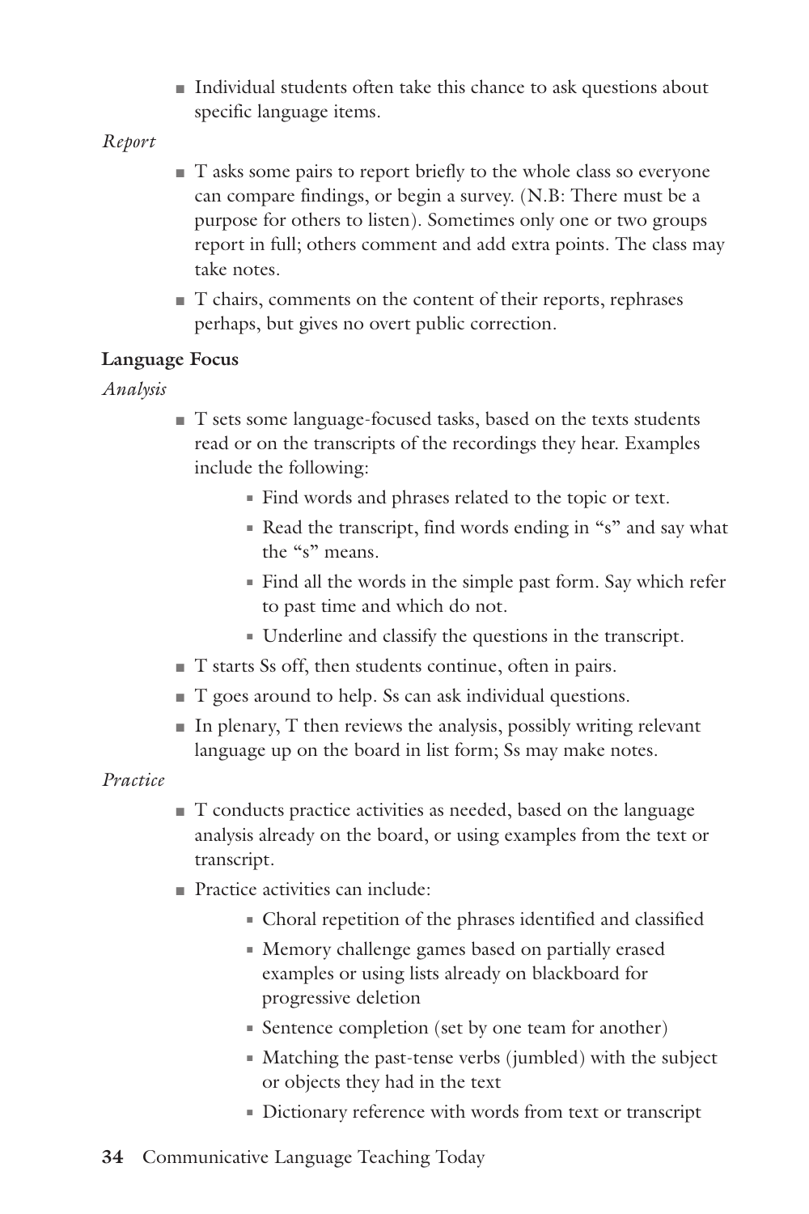- Individual students often take this chance to ask questions about specific language items.

*Report*

- T asks some pairs to report briefly to the whole class so everyone can compare findings, or begin a survey. (N.B: There must be a purpose for others to listen). Sometimes only one or two groups report in full; others comment and add extra points. The class may take notes.
- T chairs, comments on the content of their reports, rephrases perhaps, but gives no overt public correction.

**Language Focus**

*Analysis*

- T sets some language-focused tasks, based on the texts students read or on the transcripts of the recordings they hear. Examples include the following:
    - Find words and phrases related to the topic or text.
    - Read the transcript, find words ending in "s" and say what the "s" means.
    - Find all the words in the simple past form. Say which refer to past time and which do not.
    - Underline and classify the questions in the transcript.
- T starts Ss off, then students continue, often in pairs.
- T goes around to help. Ss can ask individual questions.
- In plenary, T then reviews the analysis, possibly writing relevant language up on the board in list form; Ss may make notes.

*Practice*

- T conducts practice activities as needed, based on the language analysis already on the board, or using examples from the text or transcript.
- Practice activities can include:
    - Choral repetition of the phrases identified and classified
    - Memory challenge games based on partially erased examples or using lists already on blackboard for progressive deletion
    - Sentence completion (set by one team for another)
    - Matching the past-tense verbs (jumbled) with the subject or objects they had in the text
    - Dictionary reference with words from text or transcript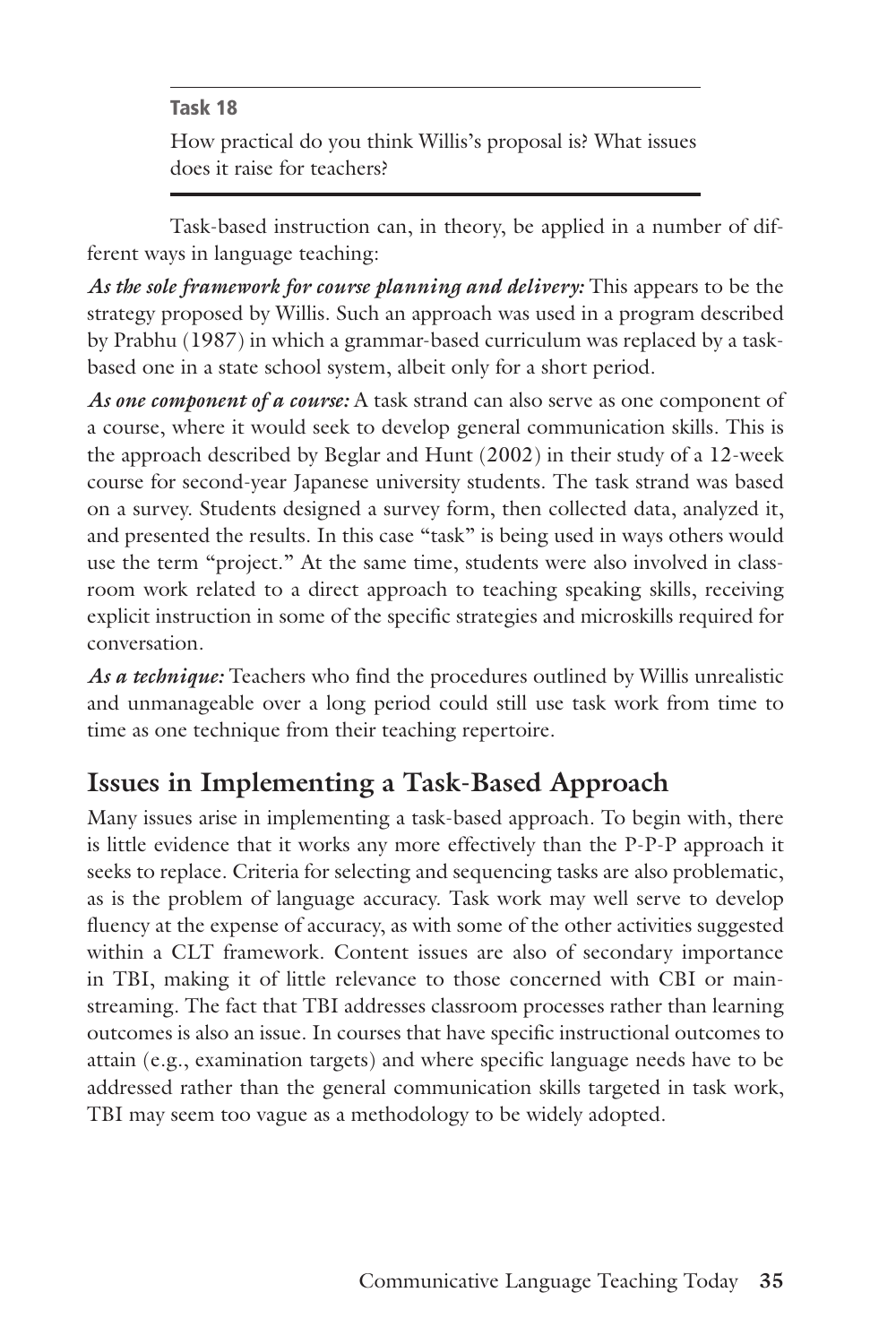**Task 18**

How practical do you think Willis's proposal is? What issues does it raise for teachers?

Task-based instruction can, in theory, be applied in a number of different ways in language teaching:

***As the sole framework for course planning and delivery:*** This appears to be the strategy proposed by Willis. Such an approach was used in a program described by Prabhu (1987) in which a grammar-based curriculum was replaced by a task-based one in a state school system, albeit only for a short period.

***As one component of a course:*** A task strand can also serve as one component of a course, where it would seek to develop general communication skills. This is the approach described by Beglar and Hunt (2002) in their study of a 12-week course for second-year Japanese university students. The task strand was based on a survey. Students designed a survey form, then collected data, analyzed it, and presented the results. In this case "task" is being used in ways others would use the term "project." At the same time, students were also involved in classroom work related to a direct approach to teaching speaking skills, receiving explicit instruction in some of the specific strategies and microskills required for conversation.

***As a technique:*** Teachers who find the procedures outlined by Willis unrealistic and unmanageable over a long period could still use task work from time to time as one technique from their teaching repertoire.

## Issues in Implementing a Task-Based Approach

Many issues arise in implementing a task-based approach. To begin with, there is little evidence that it works any more effectively than the P-P-P approach it seeks to replace. Criteria for selecting and sequencing tasks are also problematic, as is the problem of language accuracy. Task work may well serve to develop fluency at the expense of accuracy, as with some of the other activities suggested within a CLT framework. Content issues are also of secondary importance in TBI, making it of little relevance to those concerned with CBI or mainstreaming. The fact that TBI addresses classroom processes rather than learning outcomes is also an issue. In courses that have specific instructional outcomes to attain (e.g., examination targets) and where specific language needs have to be addressed rather than the general communication skills targeted in task work, TBI may seem too vague as a methodology to be widely adopted.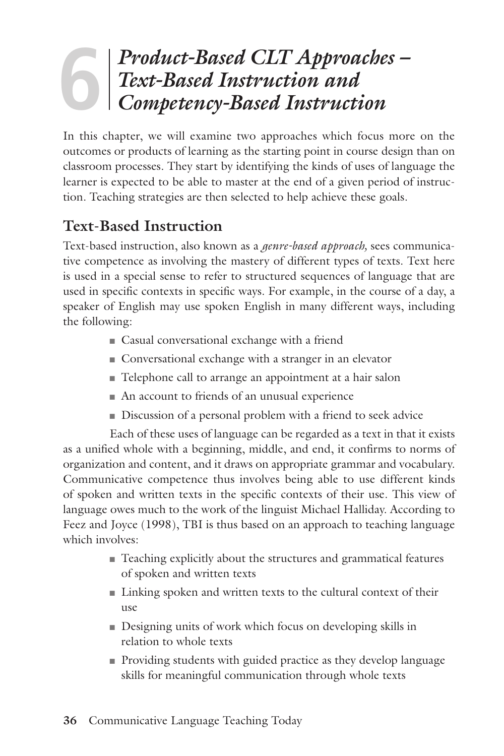# 6 Product-Based CLT Approaches – Text-Based Instruction and Competency-Based Instruction

In this chapter, we will examine two approaches which focus more on the outcomes or products of learning as the starting point in course design than on classroom processes. They start by identifying the kinds of uses of language the learner is expected to be able to master at the end of a given period of instruction. Teaching strategies are then selected to help achieve these goals.

## Text-Based Instruction

Text-based instruction, also known as a *genre-based approach,* sees communicative competence as involving the mastery of different types of texts. Text here is used in a special sense to refer to structured sequences of language that are used in specific contexts in specific ways. For example, in the course of a day, a speaker of English may use spoken English in many different ways, including the following:

- Casual conversational exchange with a friend
- Conversational exchange with a stranger in an elevator
- Telephone call to arrange an appointment at a hair salon
- An account to friends of an unusual experience
- Discussion of a personal problem with a friend to seek advice

Each of these uses of language can be regarded as a text in that it exists as a unified whole with a beginning, middle, and end, it confirms to norms of organization and content, and it draws on appropriate grammar and vocabulary. Communicative competence thus involves being able to use different kinds of spoken and written texts in the specific contexts of their use. This view of language owes much to the work of the linguist Michael Halliday. According to Feez and Joyce (1998), TBI is thus based on an approach to teaching language which involves:

- Teaching explicitly about the structures and grammatical features of spoken and written texts
- Linking spoken and written texts to the cultural context of their use
- Designing units of work which focus on developing skills in relation to whole texts
- Providing students with guided practice as they develop language skills for meaningful communication through whole texts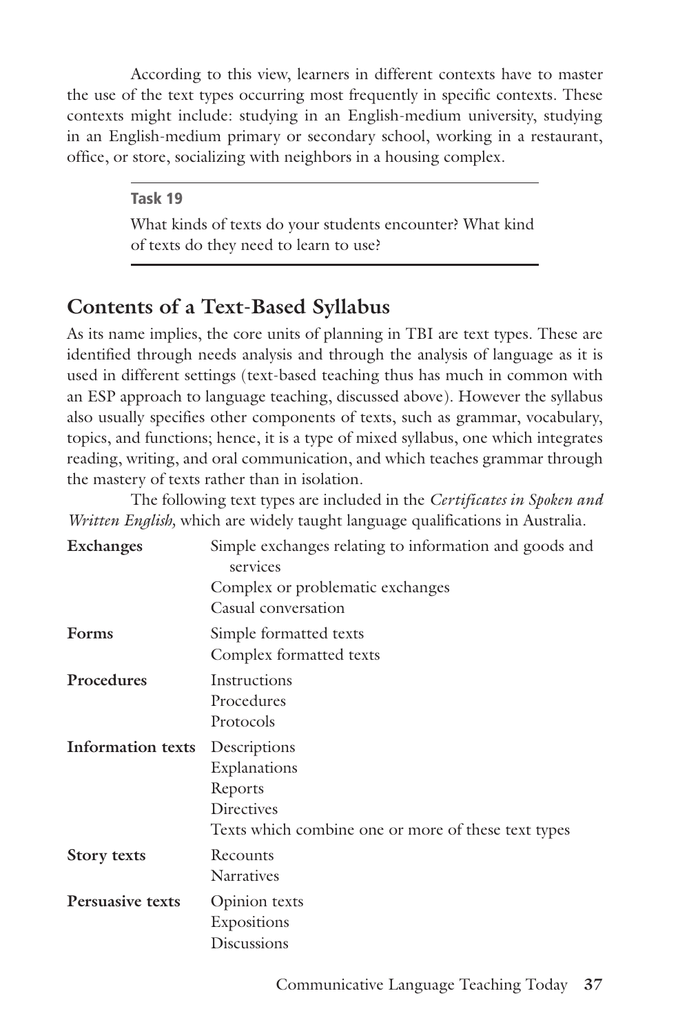According to this view, learners in different contexts have to master the use of the text types occurring most frequently in specific contexts. These contexts might include: studying in an English-medium university, studying in an English-medium primary or secondary school, working in a restaurant, office, or store, socializing with neighbors in a housing complex.

---

**Task 19**

What kinds of texts do your students encounter? What kind of texts do they need to learn to use?

---

## Contents of a Text-Based Syllabus

As its name implies, the core units of planning in TBI are text types. These are identified through needs analysis and through the analysis of language as it is used in different settings (text-based teaching thus has much in common with an ESP approach to language teaching, discussed above). However the syllabus also usually specifies other components of texts, such as grammar, vocabulary, topics, and functions; hence, it is a type of mixed syllabus, one which integrates reading, writing, and oral communication, and which teaches grammar through the mastery of texts rather than in isolation.

The following text types are included in the *Certificates in Spoken and Written English,* which are widely taught language qualifications in Australia.

| | |
|---|---|
| **Exchanges** | Simple exchanges relating to information and goods and services<br>Complex or problematic exchanges<br>Casual conversation |
| **Forms** | Simple formatted texts<br>Complex formatted texts |
| **Procedures** | Instructions<br>Procedures<br>Protocols |
| **Information texts** | Descriptions<br>Explanations<br>Reports<br>Directives<br>Texts which combine one or more of these text types |
| **Story texts** | Recounts<br>Narratives |
| **Persuasive texts** | Opinion texts<br>Expositions<br>Discussions |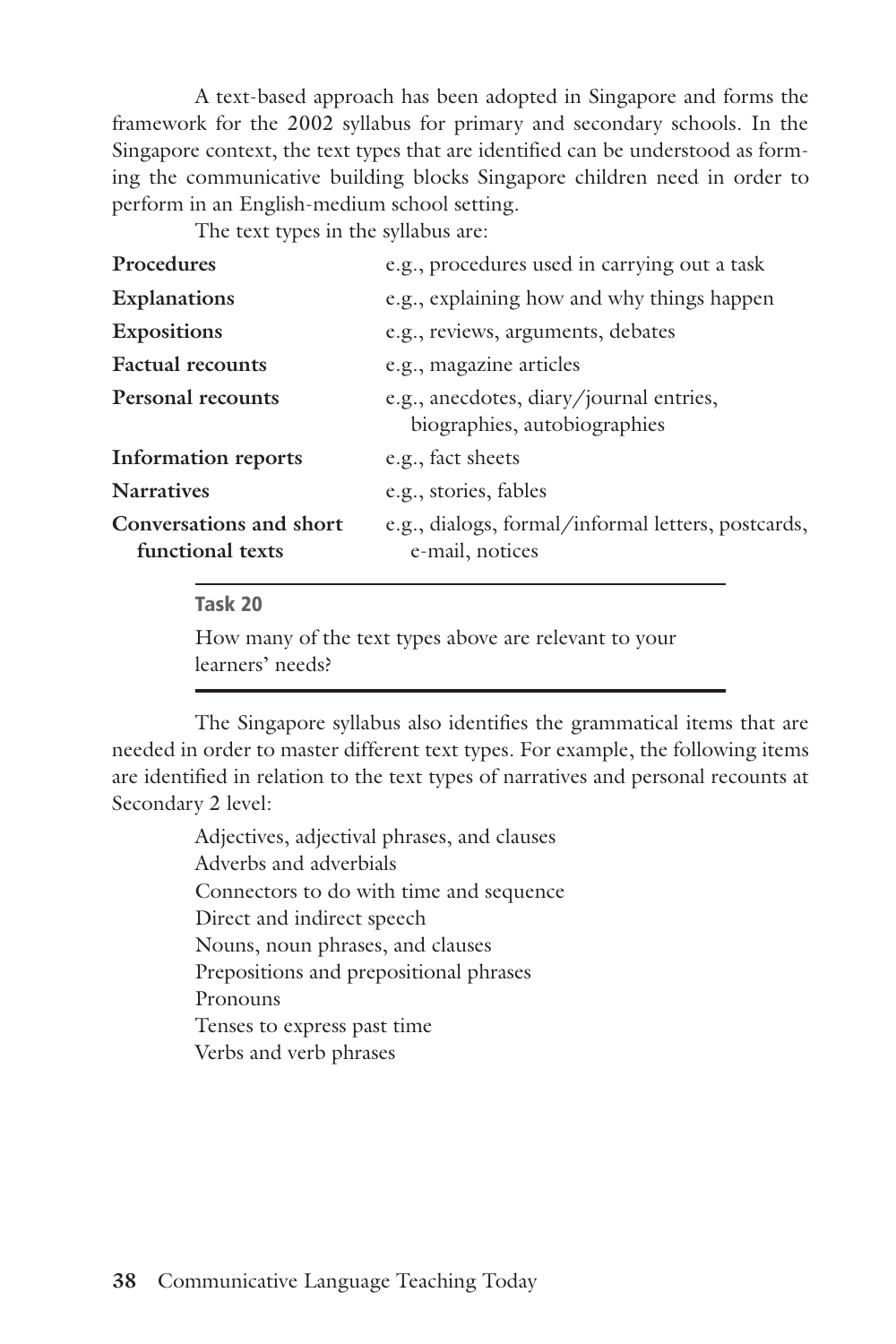A text-based approach has been adopted in Singapore and forms the framework for the 2002 syllabus for primary and secondary schools. In the Singapore context, the text types that are identified can be understood as forming the communicative building blocks Singapore children need in order to perform in an English-medium school setting.

The text types in the syllabus are:

| | |
|---|---|
| **Procedures** | e.g., procedures used in carrying out a task |
| **Explanations** | e.g., explaining how and why things happen |
| **Expositions** | e.g., reviews, arguments, debates |
| **Factual recounts** | e.g., magazine articles |
| **Personal recounts** | e.g., anecdotes, diary/journal entries, biographies, autobiographies |
| **Information reports** | e.g., fact sheets |
| **Narratives** | e.g., stories, fables |
| **Conversations and short functional texts** | e.g., dialogs, formal/informal letters, postcards, e-mail, notices |

**Task 20**

How many of the text types above are relevant to your learners' needs?

The Singapore syllabus also identifies the grammatical items that are needed in order to master different text types. For example, the following items are identified in relation to the text types of narratives and personal recounts at Secondary 2 level:

Adjectives, adjectival phrases, and clauses
Adverbs and adverbials
Connectors to do with time and sequence
Direct and indirect speech
Nouns, noun phrases, and clauses
Prepositions and prepositional phrases
Pronouns
Tenses to express past time
Verbs and verb phrases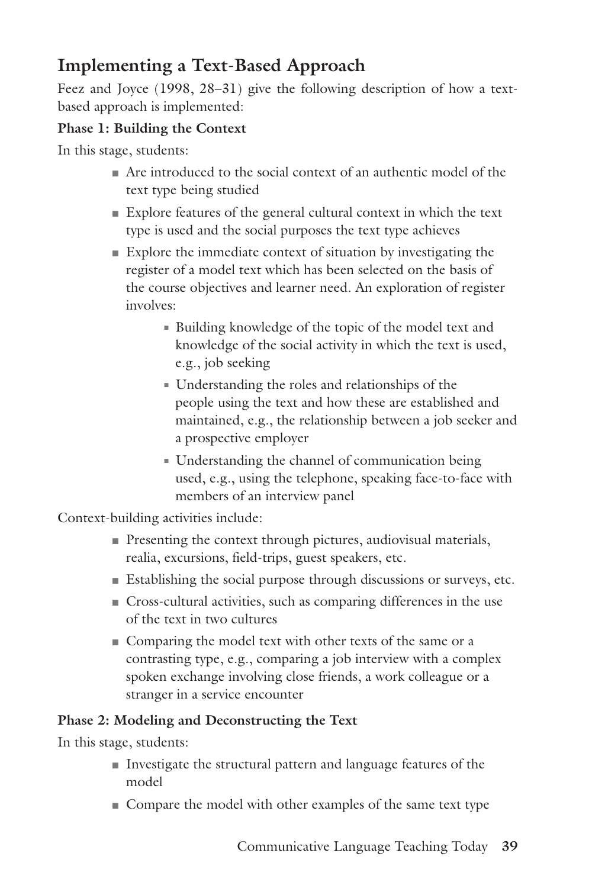## Implementing a Text-Based Approach

Feez and Joyce (1998, 28–31) give the following description of how a text-based approach is implemented:

**Phase 1: Building the Context**

In this stage, students:

- Are introduced to the social context of an authentic model of the text type being studied
- Explore features of the general cultural context in which the text type is used and the social purposes the text type achieves
- Explore the immediate context of situation by investigating the register of a model text which has been selected on the basis of the course objectives and learner need. An exploration of register involves:
  - Building knowledge of the topic of the model text and knowledge of the social activity in which the text is used, e.g., job seeking
  - Understanding the roles and relationships of the people using the text and how these are established and maintained, e.g., the relationship between a job seeker and a prospective employer
  - Understanding the channel of communication being used, e.g., using the telephone, speaking face-to-face with members of an interview panel

Context-building activities include:

- Presenting the context through pictures, audiovisual materials, realia, excursions, field-trips, guest speakers, etc.
- Establishing the social purpose through discussions or surveys, etc.
- Cross-cultural activities, such as comparing differences in the use of the text in two cultures
- Comparing the model text with other texts of the same or a contrasting type, e.g., comparing a job interview with a complex spoken exchange involving close friends, a work colleague or a stranger in a service encounter

**Phase 2: Modeling and Deconstructing the Text**

In this stage, students:

- Investigate the structural pattern and language features of the model
- Compare the model with other examples of the same text type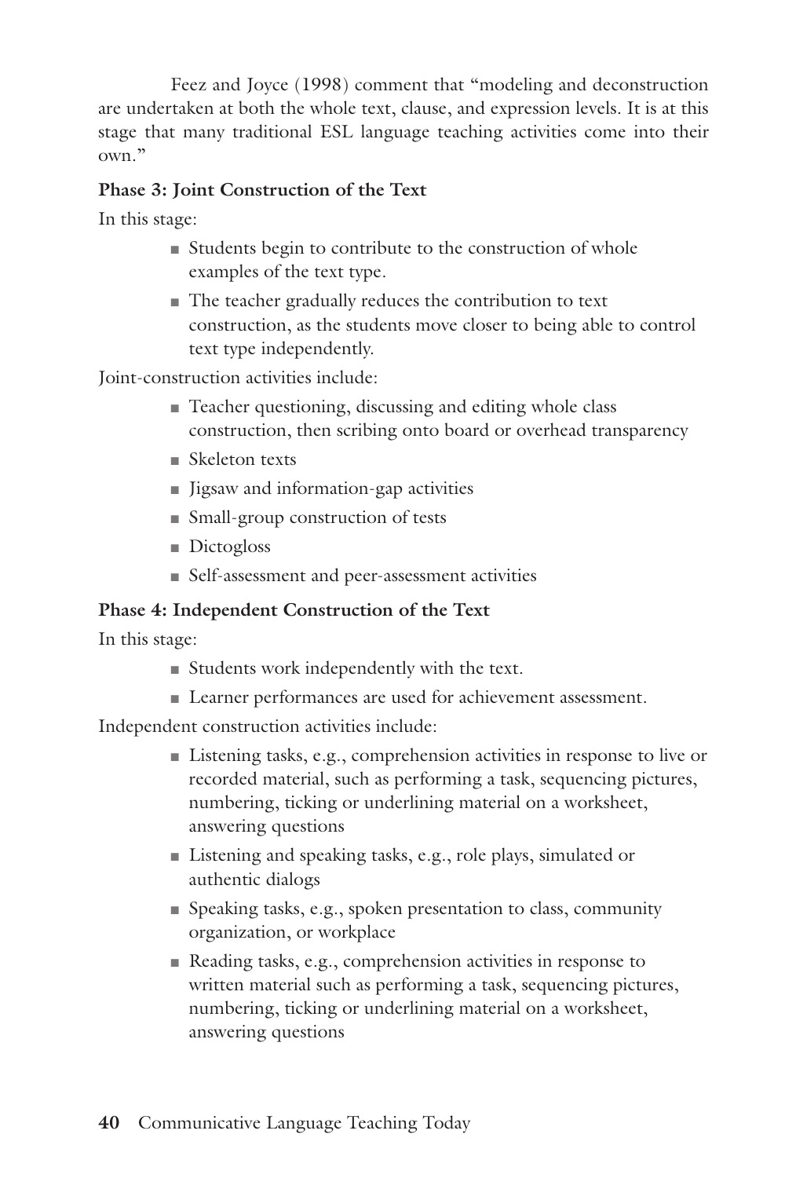Feez and Joyce (1998) comment that "modeling and deconstruction are undertaken at both the whole text, clause, and expression levels. It is at this stage that many traditional ESL language teaching activities come into their own."

**Phase 3: Joint Construction of the Text**

In this stage:

- Students begin to contribute to the construction of whole examples of the text type.
- The teacher gradually reduces the contribution to text construction, as the students move closer to being able to control text type independently.

Joint-construction activities include:

- Teacher questioning, discussing and editing whole class construction, then scribing onto board or overhead transparency
- Skeleton texts
- Jigsaw and information-gap activities
- Small-group construction of tests
- Dictogloss
- Self-assessment and peer-assessment activities

**Phase 4: Independent Construction of the Text**

In this stage:

- Students work independently with the text.
- Learner performances are used for achievement assessment.

Independent construction activities include:

- Listening tasks, e.g., comprehension activities in response to live or recorded material, such as performing a task, sequencing pictures, numbering, ticking or underlining material on a worksheet, answering questions
- Listening and speaking tasks, e.g., role plays, simulated or authentic dialogs
- Speaking tasks, e.g., spoken presentation to class, community organization, or workplace
- Reading tasks, e.g., comprehension activities in response to written material such as performing a task, sequencing pictures, numbering, ticking or underlining material on a worksheet, answering questions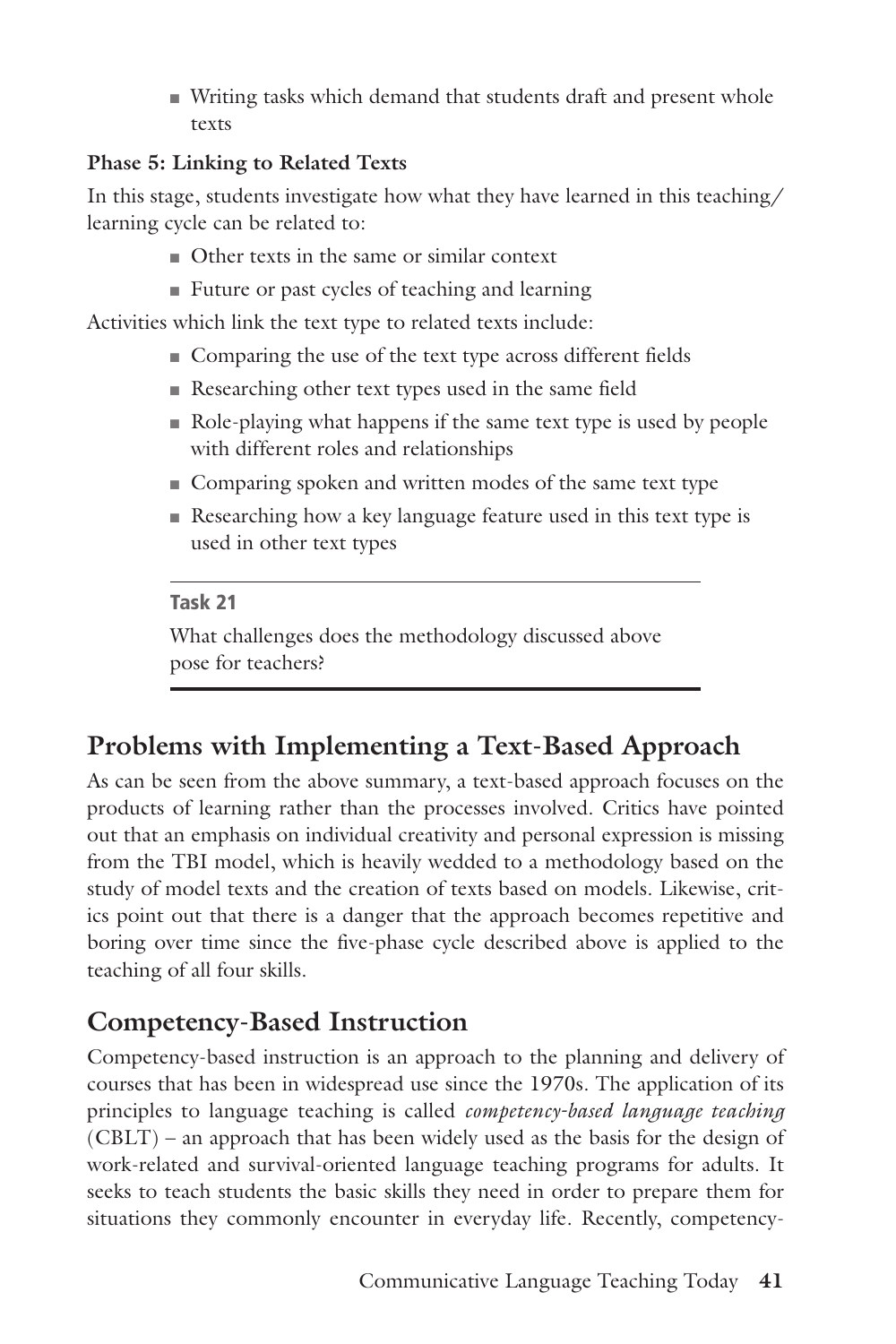- Writing tasks which demand that students draft and present whole texts

**Phase 5: Linking to Related Texts**

In this stage, students investigate how what they have learned in this teaching/learning cycle can be related to:

- Other texts in the same or similar context
- Future or past cycles of teaching and learning

Activities which link the text type to related texts include:

- Comparing the use of the text type across different fields
- Researching other text types used in the same field
- Role-playing what happens if the same text type is used by people with different roles and relationships
- Comparing spoken and written modes of the same text type
- Researching how a key language feature used in this text type is used in other text types

---

**Task 21**

What challenges does the methodology discussed above pose for teachers?

---

## Problems with Implementing a Text-Based Approach

As can be seen from the above summary, a text-based approach focuses on the products of learning rather than the processes involved. Critics have pointed out that an emphasis on individual creativity and personal expression is missing from the TBI model, which is heavily wedded to a methodology based on the study of model texts and the creation of texts based on models. Likewise, critics point out that there is a danger that the approach becomes repetitive and boring over time since the five-phase cycle described above is applied to the teaching of all four skills.

## Competency-Based Instruction

Competency-based instruction is an approach to the planning and delivery of courses that has been in widespread use since the 1970s. The application of its principles to language teaching is called *competency-based language teaching* (CBLT) – an approach that has been widely used as the basis for the design of work-related and survival-oriented language teaching programs for adults. It seeks to teach students the basic skills they need in order to prepare them for situations they commonly encounter in everyday life. Recently, competency-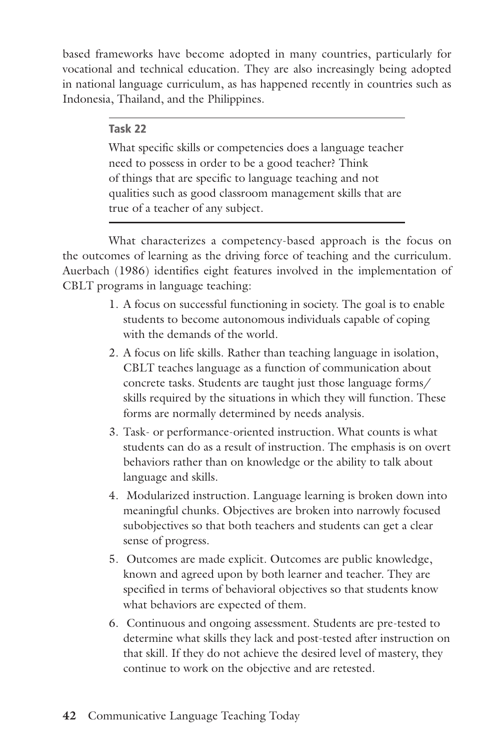based frameworks have become adopted in many countries, particularly for vocational and technical education. They are also increasingly being adopted in national language curriculum, as has happened recently in countries such as Indonesia, Thailand, and the Philippines.

---

**Task 22**

What specific skills or competencies does a language teacher need to possess in order to be a good teacher? Think of things that are specific to language teaching and not qualities such as good classroom management skills that are true of a teacher of any subject.

---

What characterizes a competency-based approach is the focus on the outcomes of learning as the driving force of teaching and the curriculum. Auerbach (1986) identifies eight features involved in the implementation of CBLT programs in language teaching:

1. A focus on successful functioning in society. The goal is to enable students to become autonomous individuals capable of coping with the demands of the world.
2. A focus on life skills. Rather than teaching language in isolation, CBLT teaches language as a function of communication about concrete tasks. Students are taught just those language forms/skills required by the situations in which they will function. These forms are normally determined by needs analysis.
3. Task- or performance-oriented instruction. What counts is what students can do as a result of instruction. The emphasis is on overt behaviors rather than on knowledge or the ability to talk about language and skills.
4. Modularized instruction. Language learning is broken down into meaningful chunks. Objectives are broken into narrowly focused subobjectives so that both teachers and students can get a clear sense of progress.
5. Outcomes are made explicit. Outcomes are public knowledge, known and agreed upon by both learner and teacher. They are specified in terms of behavioral objectives so that students know what behaviors are expected of them.
6. Continuous and ongoing assessment. Students are pre-tested to determine what skills they lack and post-tested after instruction on that skill. If they do not achieve the desired level of mastery, they continue to work on the objective and are retested.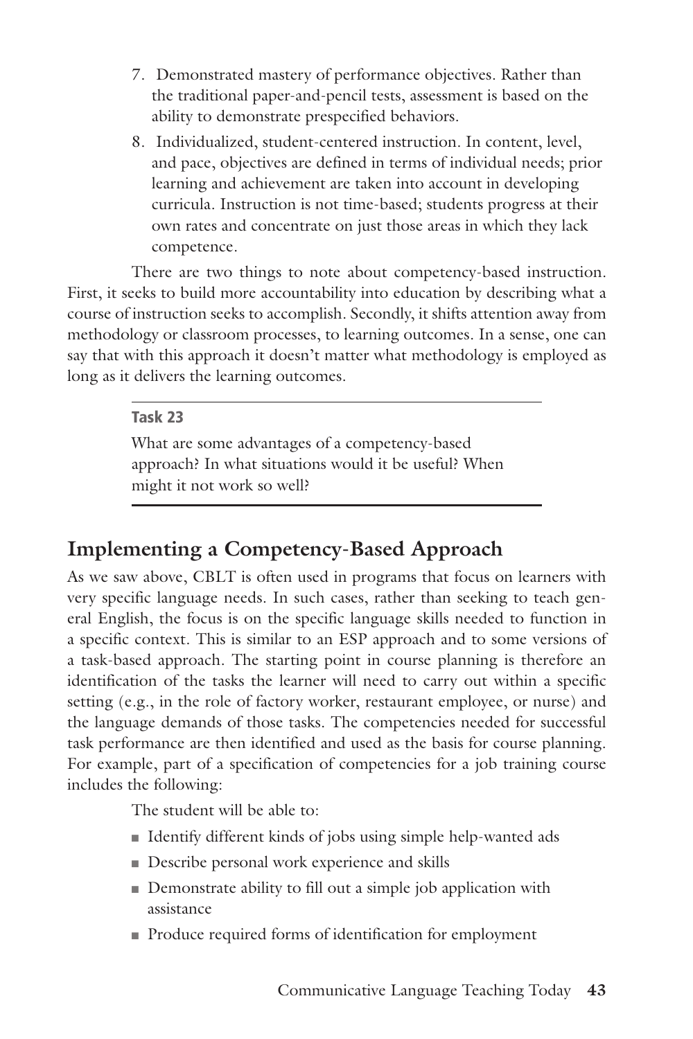7. Demonstrated mastery of performance objectives. Rather than the traditional paper-and-pencil tests, assessment is based on the ability to demonstrate prespecified behaviors.
8. Individualized, student-centered instruction. In content, level, and pace, objectives are defined in terms of individual needs; prior learning and achievement are taken into account in developing curricula. Instruction is not time-based; students progress at their own rates and concentrate on just those areas in which they lack competence.

There are two things to note about competency-based instruction. First, it seeks to build more accountability into education by describing what a course of instruction seeks to accomplish. Secondly, it shifts attention away from methodology or classroom processes, to learning outcomes. In a sense, one can say that with this approach it doesn't matter what methodology is employed as long as it delivers the learning outcomes.

**Task 23**

What are some advantages of a competency-based approach? In what situations would it be useful? When might it not work so well?

## Implementing a Competency-Based Approach

As we saw above, CBLT is often used in programs that focus on learners with very specific language needs. In such cases, rather than seeking to teach general English, the focus is on the specific language skills needed to function in a specific context. This is similar to an ESP approach and to some versions of a task-based approach. The starting point in course planning is therefore an identification of the tasks the learner will need to carry out within a specific setting (e.g., in the role of factory worker, restaurant employee, or nurse) and the language demands of those tasks. The competencies needed for successful task performance are then identified and used as the basis for course planning. For example, part of a specification of competencies for a job training course includes the following:

The student will be able to:

- Identify different kinds of jobs using simple help-wanted ads
- Describe personal work experience and skills
- Demonstrate ability to fill out a simple job application with assistance
- Produce required forms of identification for employment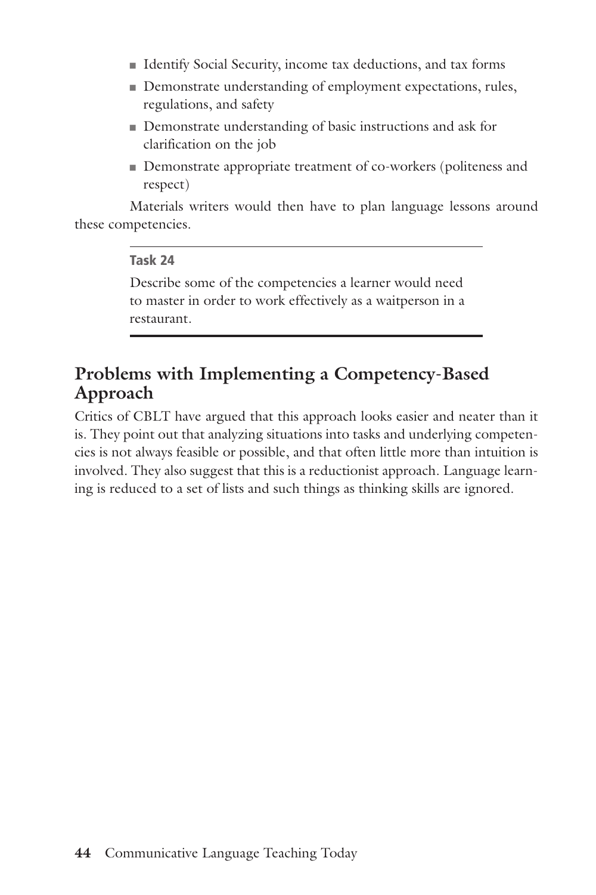- Identify Social Security, income tax deductions, and tax forms
- Demonstrate understanding of employment expectations, rules, regulations, and safety
- Demonstrate understanding of basic instructions and ask for clarification on the job
- Demonstrate appropriate treatment of co-workers (politeness and respect)

Materials writers would then have to plan language lessons around these competencies.

---

**Task 24**

Describe some of the competencies a learner would need to master in order to work effectively as a waitperson in a restaurant.

---

## Problems with Implementing a Competency-Based Approach

Critics of CBLT have argued that this approach looks easier and neater than it is. They point out that analyzing situations into tasks and underlying competencies is not always feasible or possible, and that often little more than intuition is involved. They also suggest that this is a reductionist approach. Language learning is reduced to a set of lists and such things as thinking skills are ignored.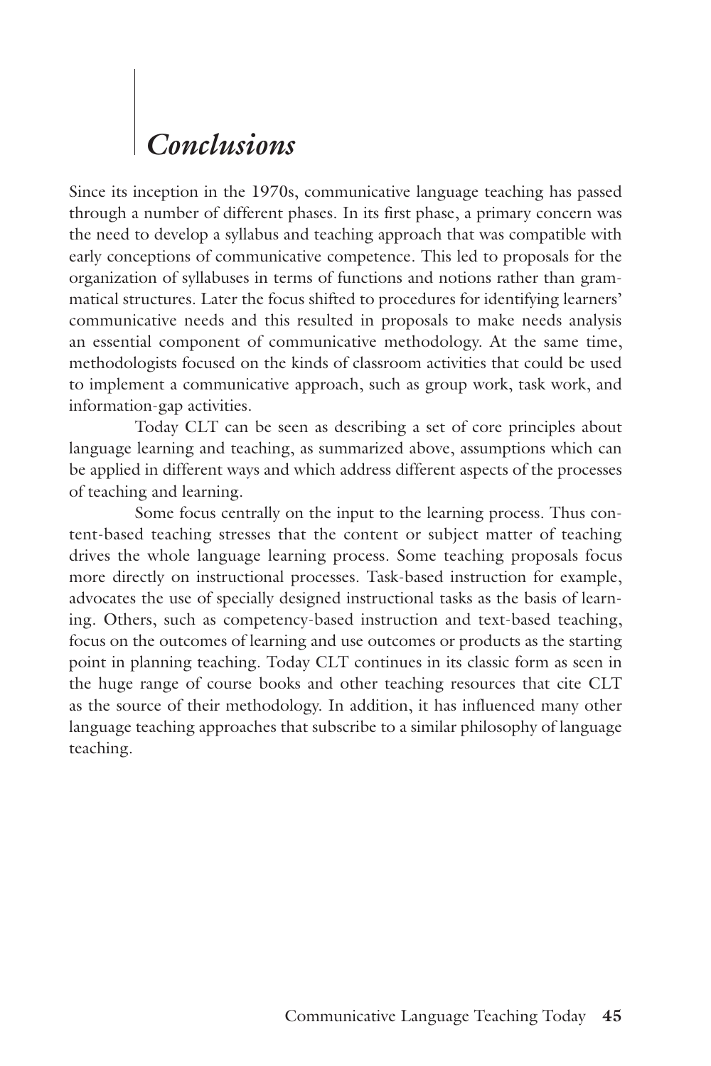# *Conclusions*

Since its inception in the 1970s, communicative language teaching has passed through a number of different phases. In its first phase, a primary concern was the need to develop a syllabus and teaching approach that was compatible with early conceptions of communicative competence. This led to proposals for the organization of syllabuses in terms of functions and notions rather than grammatical structures. Later the focus shifted to procedures for identifying learners' communicative needs and this resulted in proposals to make needs analysis an essential component of communicative methodology. At the same time, methodologists focused on the kinds of classroom activities that could be used to implement a communicative approach, such as group work, task work, and information-gap activities.

Today CLT can be seen as describing a set of core principles about language learning and teaching, as summarized above, assumptions which can be applied in different ways and which address different aspects of the processes of teaching and learning.

Some focus centrally on the input to the learning process. Thus content-based teaching stresses that the content or subject matter of teaching drives the whole language learning process. Some teaching proposals focus more directly on instructional processes. Task-based instruction for example, advocates the use of specially designed instructional tasks as the basis of learning. Others, such as competency-based instruction and text-based teaching, focus on the outcomes of learning and use outcomes or products as the starting point in planning teaching. Today CLT continues in its classic form as seen in the huge range of course books and other teaching resources that cite CLT as the source of their methodology. In addition, it has influenced many other language teaching approaches that subscribe to a similar philosophy of language teaching.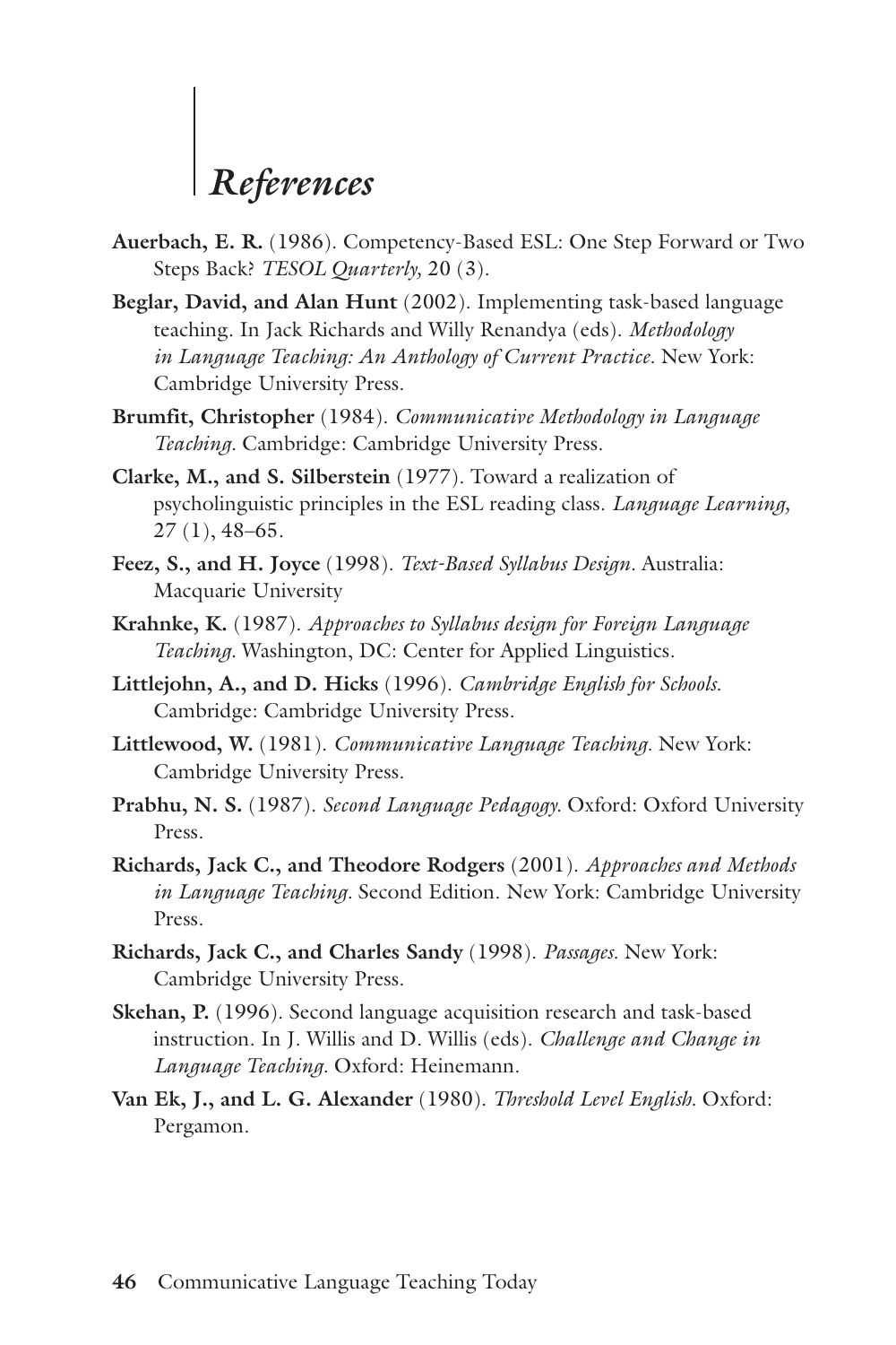# *References*

**Auerbach, E. R.** (1986). Competency-Based ESL: One Step Forward or Two Steps Back? *TESOL Quarterly,* 20 (3).

**Beglar, David, and Alan Hunt** (2002). Implementing task-based language teaching. In Jack Richards and Willy Renandya (eds). *Methodology in Language Teaching: An Anthology of Current Practice*. New York: Cambridge University Press.

**Brumfit, Christopher** (1984). *Communicative Methodology in Language Teaching.* Cambridge: Cambridge University Press.

**Clarke, M., and S. Silberstein** (1977). Toward a realization of psycholinguistic principles in the ESL reading class. *Language Learning,* 27 (1), 48–65.

**Feez, S., and H. Joyce** (1998). *Text-Based Syllabus Design*. Australia: Macquarie University

**Krahnke, K.** (1987). *Approaches to Syllabus design for Foreign Language Teaching.* Washington, DC: Center for Applied Linguistics.

**Littlejohn, A., and D. Hicks** (1996). *Cambridge English for Schools.* Cambridge: Cambridge University Press.

**Littlewood, W.** (1981). *Communicative Language Teaching*. New York: Cambridge University Press.

**Prabhu, N. S.** (1987). *Second Language Pedagogy.* Oxford: Oxford University Press.

**Richards, Jack C., and Theodore Rodgers** (2001). *Approaches and Methods in Language Teaching*. Second Edition. New York: Cambridge University Press.

**Richards, Jack C., and Charles Sandy** (1998). *Passages.* New York: Cambridge University Press.

**Skehan, P.** (1996). Second language acquisition research and task-based instruction. In J. Willis and D. Willis (eds). *Challenge and Change in Language Teaching.* Oxford: Heinemann.

**Van Ek, J., and L. G. Alexander** (1980). *Threshold Level English.* Oxford: Pergamon.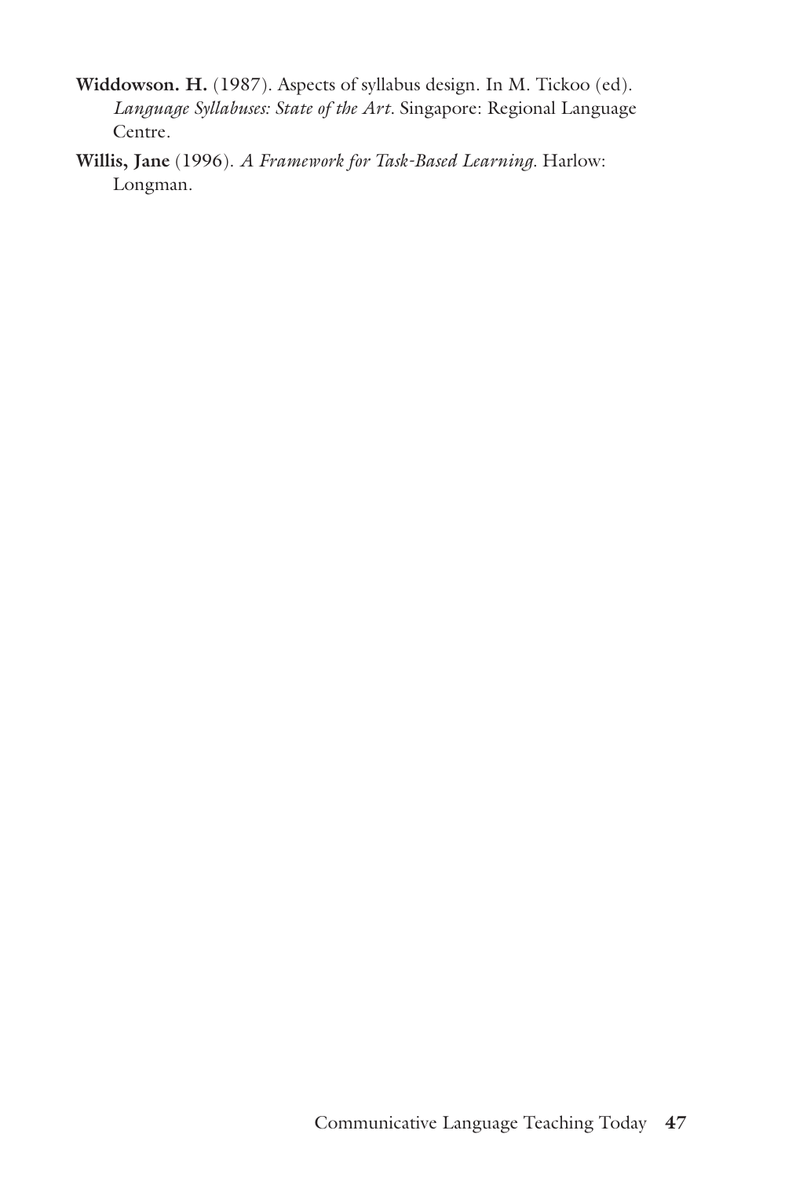**Widdowson. H.** (1987). Aspects of syllabus design. In M. Tickoo (ed). *Language Syllabuses: State of the Art*. Singapore: Regional Language Centre.

**Willis, Jane** (1996). *A Framework for Task-Based Learning*. Harlow: Longman.